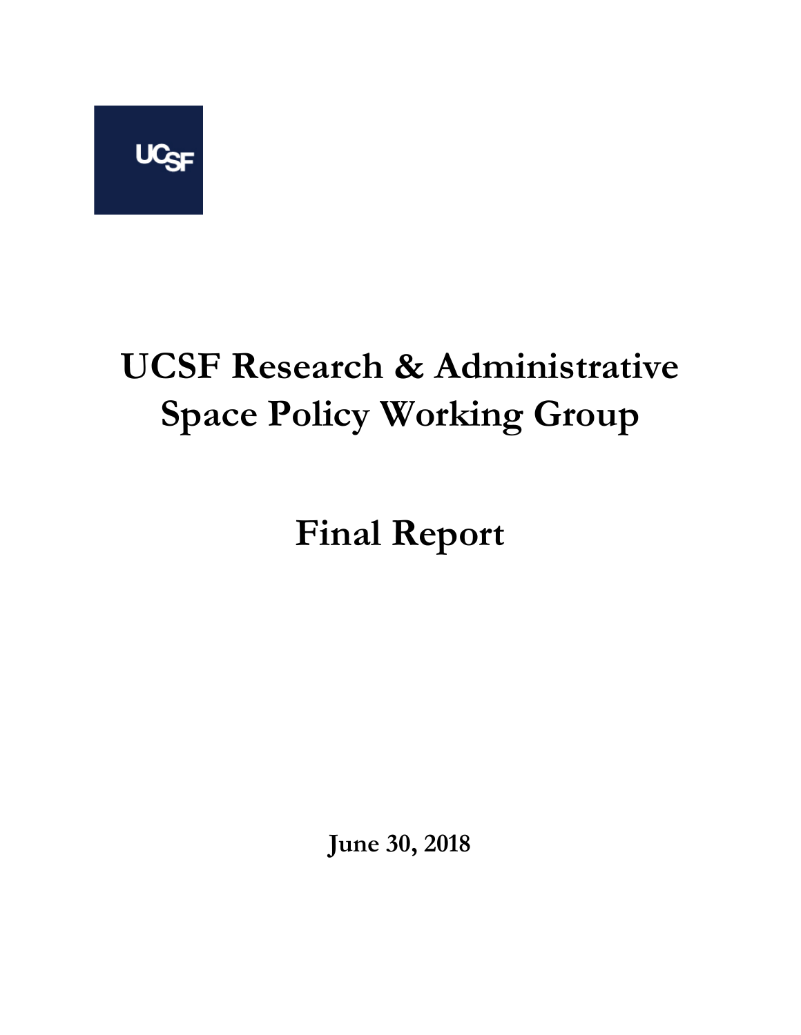UCSF

# UCSF Research & Administrative Space Policy Working Group

# Final Report

**June 30, 2018**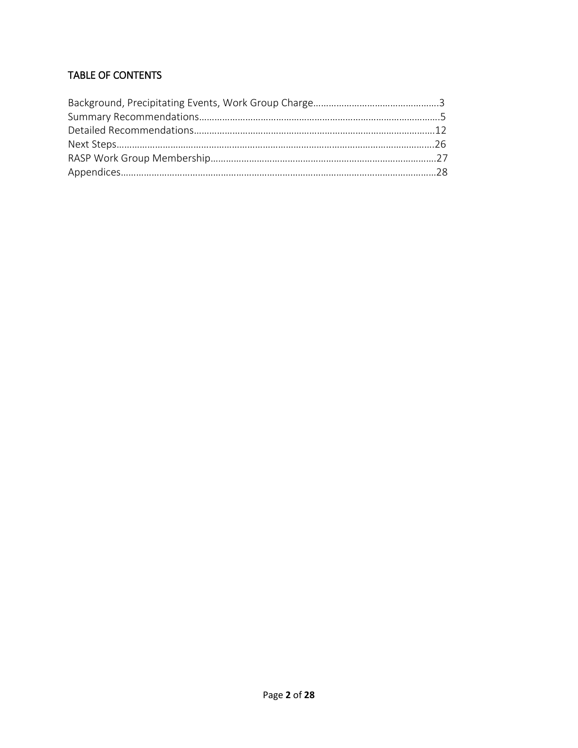## TABLE OF CONTENTS

Background, Precipitating Events, Work Group Charge……………………………………………3
Summary Recommendations………………………………………………………………………………5
Detailed Recommendations………………………………………………………………………………12
Next Steps……………………………………………………………………………………………………26
RASP Work Group Membership…………………………………………………………………………27
Appendices…………………………………………………………………………………………………28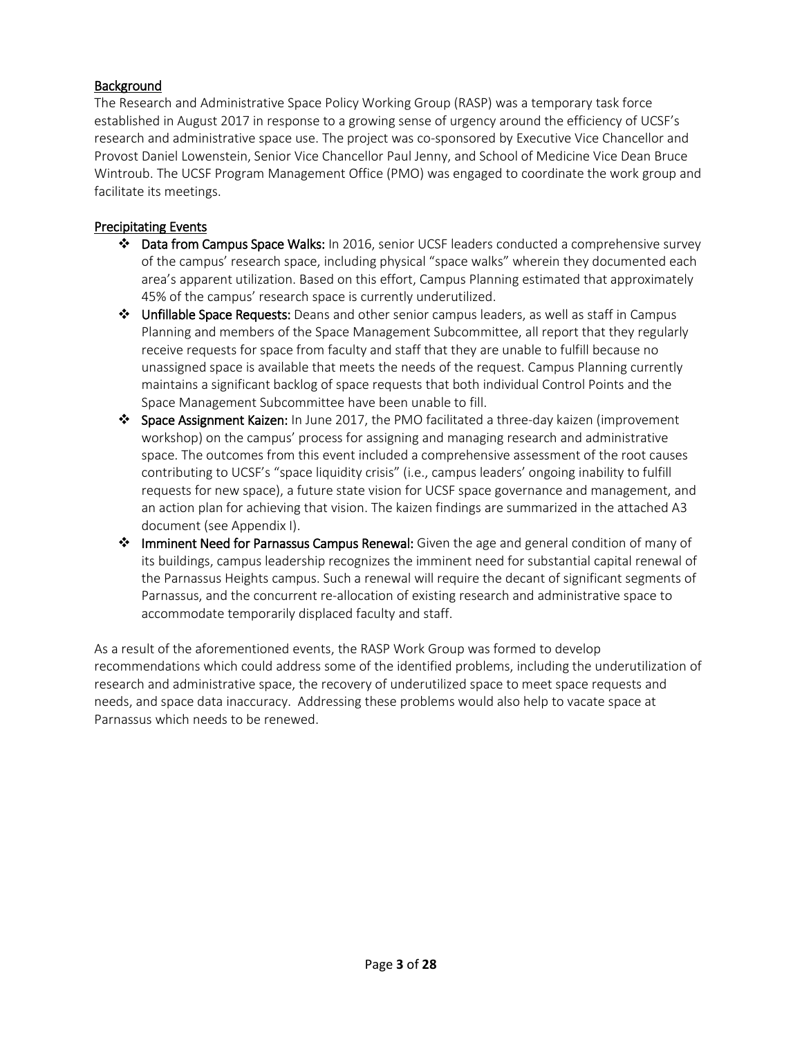## Background

The Research and Administrative Space Policy Working Group (RASP) was a temporary task force established in August 2017 in response to a growing sense of urgency around the efficiency of UCSF's research and administrative space use. The project was co-sponsored by Executive Vice Chancellor and Provost Daniel Lowenstein, Senior Vice Chancellor Paul Jenny, and School of Medicine Vice Dean Bruce Wintroub. The UCSF Program Management Office (PMO) was engaged to coordinate the work group and facilitate its meetings.

## Precipitating Events

- **Data from Campus Space Walks:** In 2016, senior UCSF leaders conducted a comprehensive survey of the campus' research space, including physical "space walks" wherein they documented each area's apparent utilization. Based on this effort, Campus Planning estimated that approximately 45% of the campus' research space is currently underutilized.
- **Unfillable Space Requests:** Deans and other senior campus leaders, as well as staff in Campus Planning and members of the Space Management Subcommittee, all report that they regularly receive requests for space from faculty and staff that they are unable to fulfill because no unassigned space is available that meets the needs of the request. Campus Planning currently maintains a significant backlog of space requests that both individual Control Points and the Space Management Subcommittee have been unable to fill.
- **Space Assignment Kaizen:** In June 2017, the PMO facilitated a three-day kaizen (improvement workshop) on the campus' process for assigning and managing research and administrative space. The outcomes from this event included a comprehensive assessment of the root causes contributing to UCSF's "space liquidity crisis" (i.e., campus leaders' ongoing inability to fulfill requests for new space), a future state vision for UCSF space governance and management, and an action plan for achieving that vision. The kaizen findings are summarized in the attached A3 document (see Appendix I).
- **Imminent Need for Parnassus Campus Renewal:** Given the age and general condition of many of its buildings, campus leadership recognizes the imminent need for substantial capital renewal of the Parnassus Heights campus. Such a renewal will require the decant of significant segments of Parnassus, and the concurrent re-allocation of existing research and administrative space to accommodate temporarily displaced faculty and staff.

As a result of the aforementioned events, the RASP Work Group was formed to develop recommendations which could address some of the identified problems, including the underutilization of research and administrative space, the recovery of underutilized space to meet space requests and needs, and space data inaccuracy. Addressing these problems would also help to vacate space at Parnassus which needs to be renewed.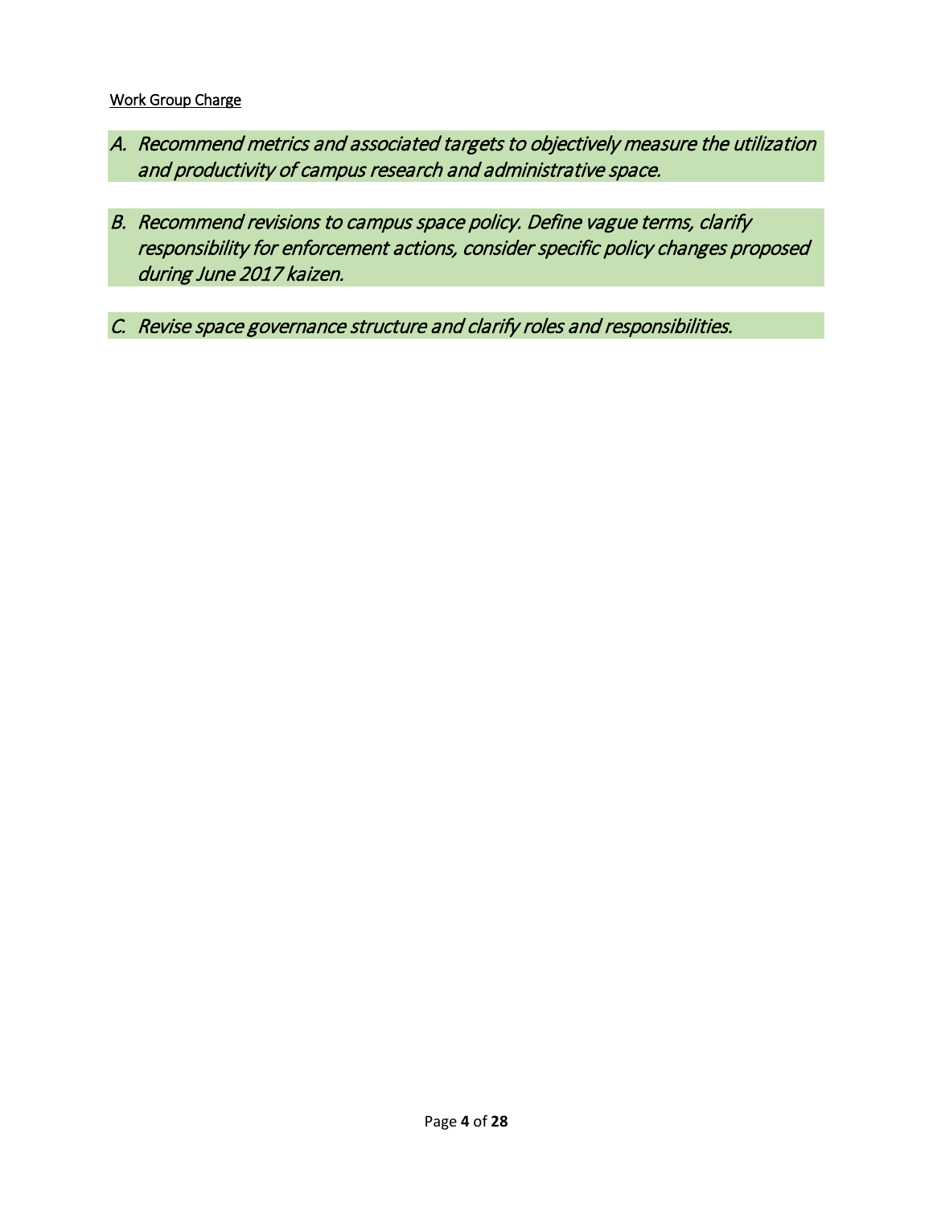<u>Work Group Charge</u>

*A. Recommend metrics and associated targets to objectively measure the utilization and productivity of campus research and administrative space.*

*B. Recommend revisions to campus space policy. Define vague terms, clarify responsibility for enforcement actions, consider specific policy changes proposed during June 2017 kaizen.*

*C. Revise space governance structure and clarify roles and responsibilities.*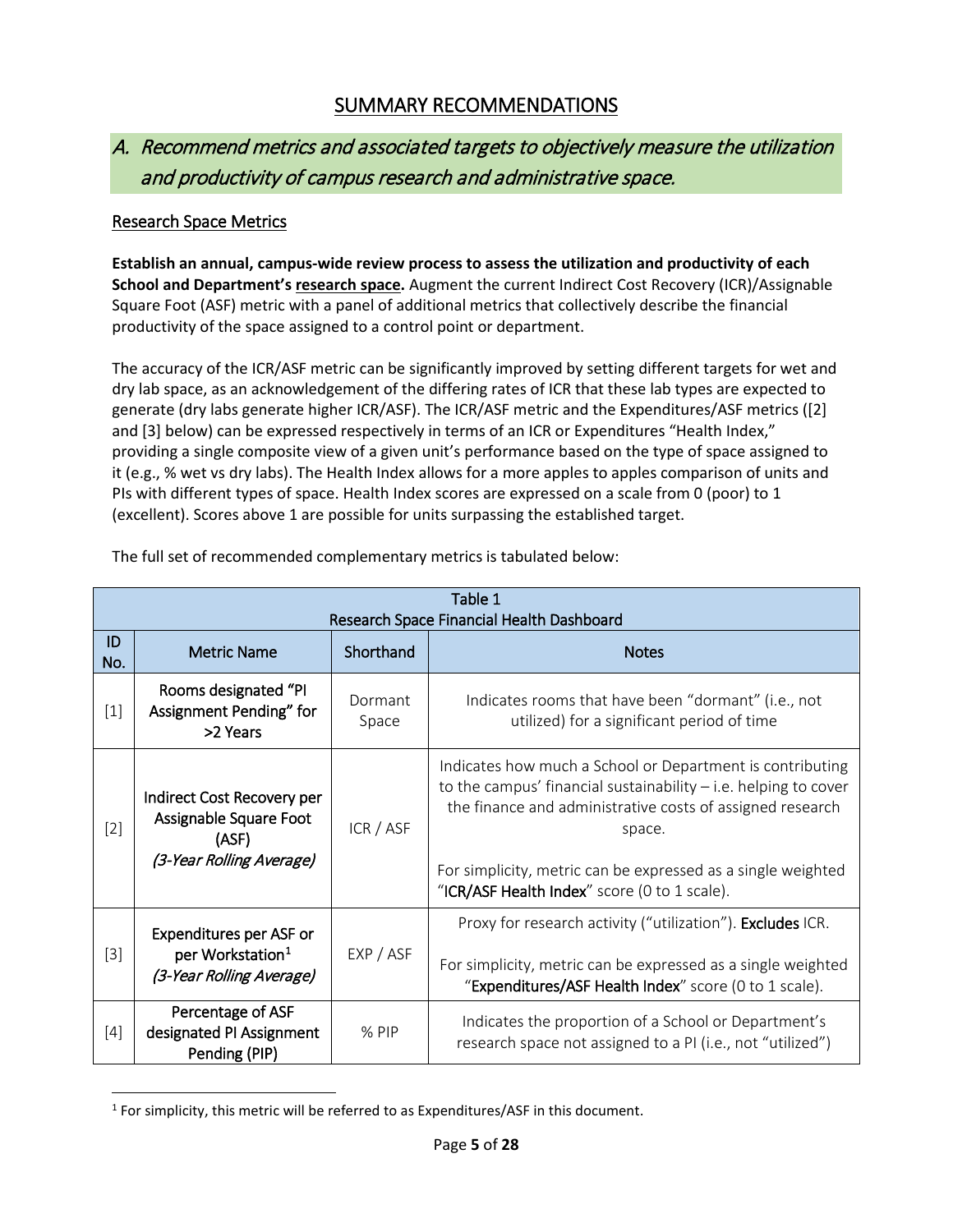# SUMMARY RECOMMENDATIONS

## A. *Recommend metrics and associated targets to objectively measure the utilization and productivity of campus research and administrative space.*

### Research Space Metrics

**Establish an annual, campus-wide review process to assess the utilization and productivity of each School and Department's research space.** Augment the current Indirect Cost Recovery (ICR)/Assignable Square Foot (ASF) metric with a panel of additional metrics that collectively describe the financial productivity of the space assigned to a control point or department.

The accuracy of the ICR/ASF metric can be significantly improved by setting different targets for wet and dry lab space, as an acknowledgement of the differing rates of ICR that these lab types are expected to generate (dry labs generate higher ICR/ASF). The ICR/ASF metric and the Expenditures/ASF metrics ([2] and [3] below) can be expressed respectively in terms of an ICR or Expenditures "Health Index," providing a single composite view of a given unit's performance based on the type of space assigned to it (e.g., % wet vs dry labs). The Health Index allows for a more apples to apples comparison of units and PIs with different types of space. Health Index scores are expressed on a scale from 0 (poor) to 1 (excellent). Scores above 1 are possible for units surpassing the established target.

The full set of recommended complementary metrics is tabulated below:

| Table 1<br>Research Space Financial Health Dashboard | | | |
|---|---|---|---|
| ID No. | Metric Name | Shorthand | Notes |
| [1] | Rooms designated "PI Assignment Pending" for >2 Years | Dormant Space | Indicates rooms that have been "dormant" (i.e., not utilized) for a significant period of time |
| [2] | Indirect Cost Recovery per Assignable Square Foot (ASF) *(3-Year Rolling Average)* | ICR / ASF | Indicates how much a School or Department is contributing to the campus' financial sustainability – i.e. helping to cover the finance and administrative costs of assigned research space.<br><br>For simplicity, metric can be expressed as a single weighted "**ICR/ASF Health Index**" score (0 to 1 scale). |
| [3] | Expenditures per ASF or per Workstation[1] *(3-Year Rolling Average)* | EXP / ASF | Proxy for research activity ("utilization"). **Excludes** ICR.<br><br>For simplicity, metric can be expressed as a single weighted "**Expenditures/ASF Health Index**" score (0 to 1 scale). |
| [4] | Percentage of ASF designated PI Assignment Pending (PIP) | % PIP | Indicates the proportion of a School or Department's research space not assigned to a PI (i.e., not "utilized") |

[1] For simplicity, this metric will be referred to as Expenditures/ASF in this document.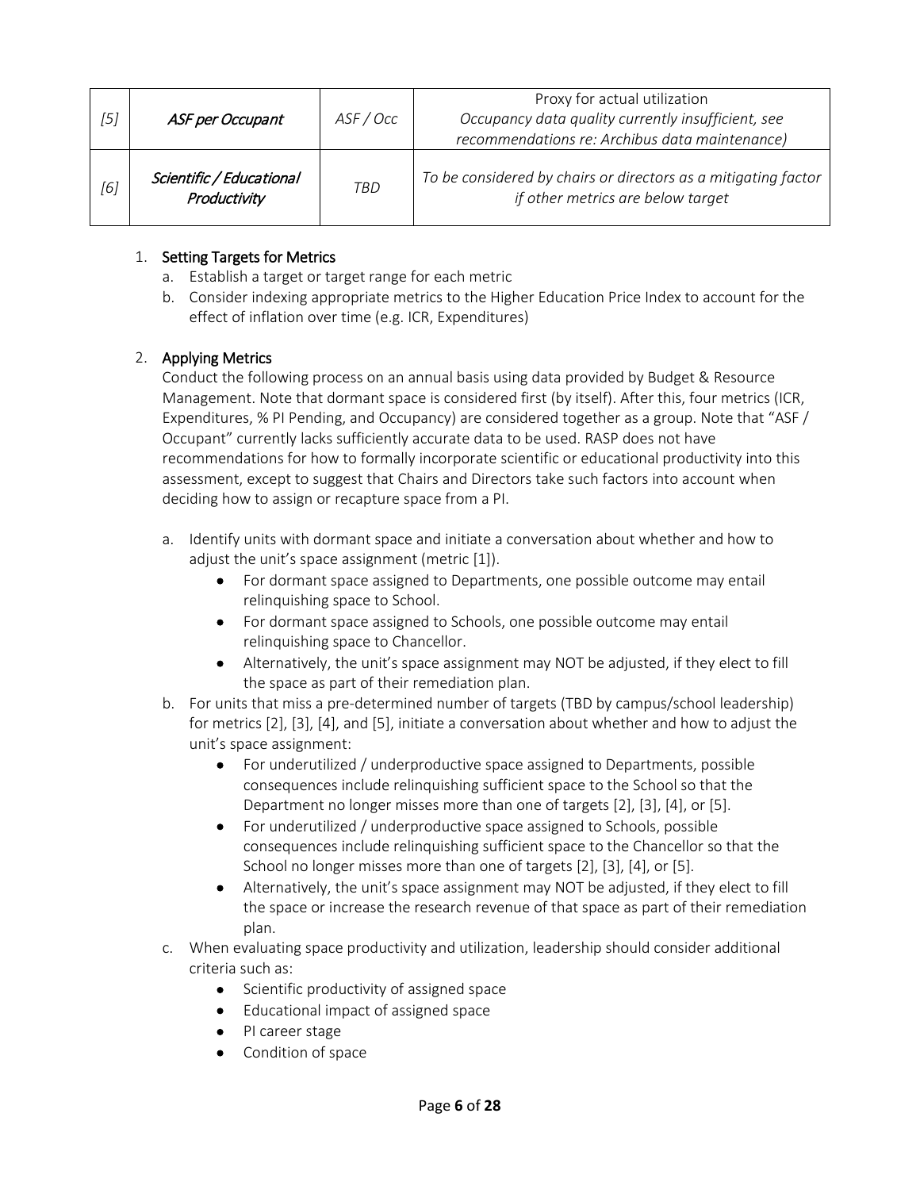| [5] | *ASF per Occupant* | *ASF / Occ* | Proxy for actual utilization *Occupancy data quality currently insufficient, see recommendations re: Archibus data maintenance)* |
|---|---|---|---|
| [6] | *Scientific / Educational Productivity* | *TBD* | *To be considered by chairs or directors as a mitigating factor if other metrics are below target* |

1. **Setting Targets for Metrics**
   a. Establish a target or target range for each metric
   b. Consider indexing appropriate metrics to the Higher Education Price Index to account for the effect of inflation over time (e.g. ICR, Expenditures)

2. **Applying Metrics**

   Conduct the following process on an annual basis using data provided by Budget & Resource Management. Note that dormant space is considered first (by itself). After this, four metrics (ICR, Expenditures, % PI Pending, and Occupancy) are considered together as a group. Note that "ASF / Occupant" currently lacks sufficiently accurate data to be used. RASP does not have recommendations for how to formally incorporate scientific or educational productivity into this assessment, except to suggest that Chairs and Directors take such factors into account when deciding how to assign or recapture space from a PI.

   a. Identify units with dormant space and initiate a conversation about whether and how to adjust the unit's space assignment (metric [1]).
      - For dormant space assigned to Departments, one possible outcome may entail relinquishing space to School.
      - For dormant space assigned to Schools, one possible outcome may entail relinquishing space to Chancellor.
      - Alternatively, the unit's space assignment may NOT be adjusted, if they elect to fill the space as part of their remediation plan.

   b. For units that miss a pre-determined number of targets (TBD by campus/school leadership) for metrics [2], [3], [4], and [5], initiate a conversation about whether and how to adjust the unit's space assignment:
      - For underutilized / underproductive space assigned to Departments, possible consequences include relinquishing sufficient space to the School so that the Department no longer misses more than one of targets [2], [3], [4], or [5].
      - For underutilized / underproductive space assigned to Schools, possible consequences include relinquishing sufficient space to the Chancellor so that the School no longer misses more than one of targets [2], [3], [4], or [5].
      - Alternatively, the unit's space assignment may NOT be adjusted, if they elect to fill the space or increase the research revenue of that space as part of their remediation plan.

   c. When evaluating space productivity and utilization, leadership should consider additional criteria such as:
      - Scientific productivity of assigned space
      - Educational impact of assigned space
      - PI career stage
      - Condition of space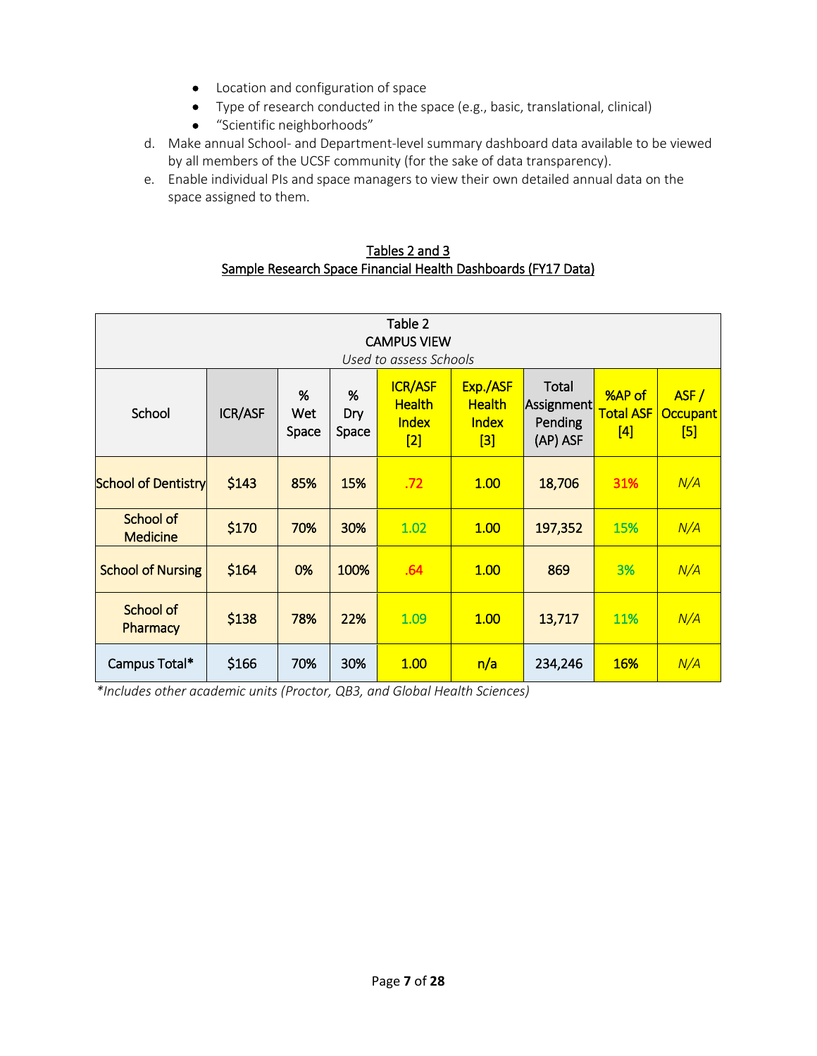- Location and configuration of space
- Type of research conducted in the space (e.g., basic, translational, clinical)
- "Scientific neighborhoods"

d. Make annual School- and Department-level summary dashboard data available to be viewed by all members of the UCSF community (for the sake of data transparency).

e. Enable individual PIs and space managers to view their own detailed annual data on the space assigned to them.

## Tables 2 and 3
## Sample Research Space Financial Health Dashboards (FY17 Data)

**Table 2**
**CAMPUS VIEW**
*Used to assess Schools*

| School | ICR/ASF | % Wet Space | % Dry Space | ICR/ASF Health Index [2] | Exp./ASF Health Index [3] | Total Assignment Pending (AP) ASF | %AP of Total ASF [4] | ASF / Occupant [5] |
|---|---|---|---|---|---|---|---|---|
| School of Dentistry | $143 | 85% | 15% | .72 | 1.00 | 18,706 | 31% | *N/A* |
| School of Medicine | $170 | 70% | 30% | 1.02 | 1.00 | 197,352 | 15% | *N/A* |
| School of Nursing | $164 | 0% | 100% | .64 | 1.00 | 869 | 3% | *N/A* |
| School of Pharmacy | $138 | 78% | 22% | 1.09 | 1.00 | 13,717 | 11% | *N/A* |
| Campus Total* | $166 | 70% | 30% | 1.00 | n/a | 234,246 | 16% | *N/A* |

*\*Includes other academic units (Proctor, QB3, and Global Health Sciences)*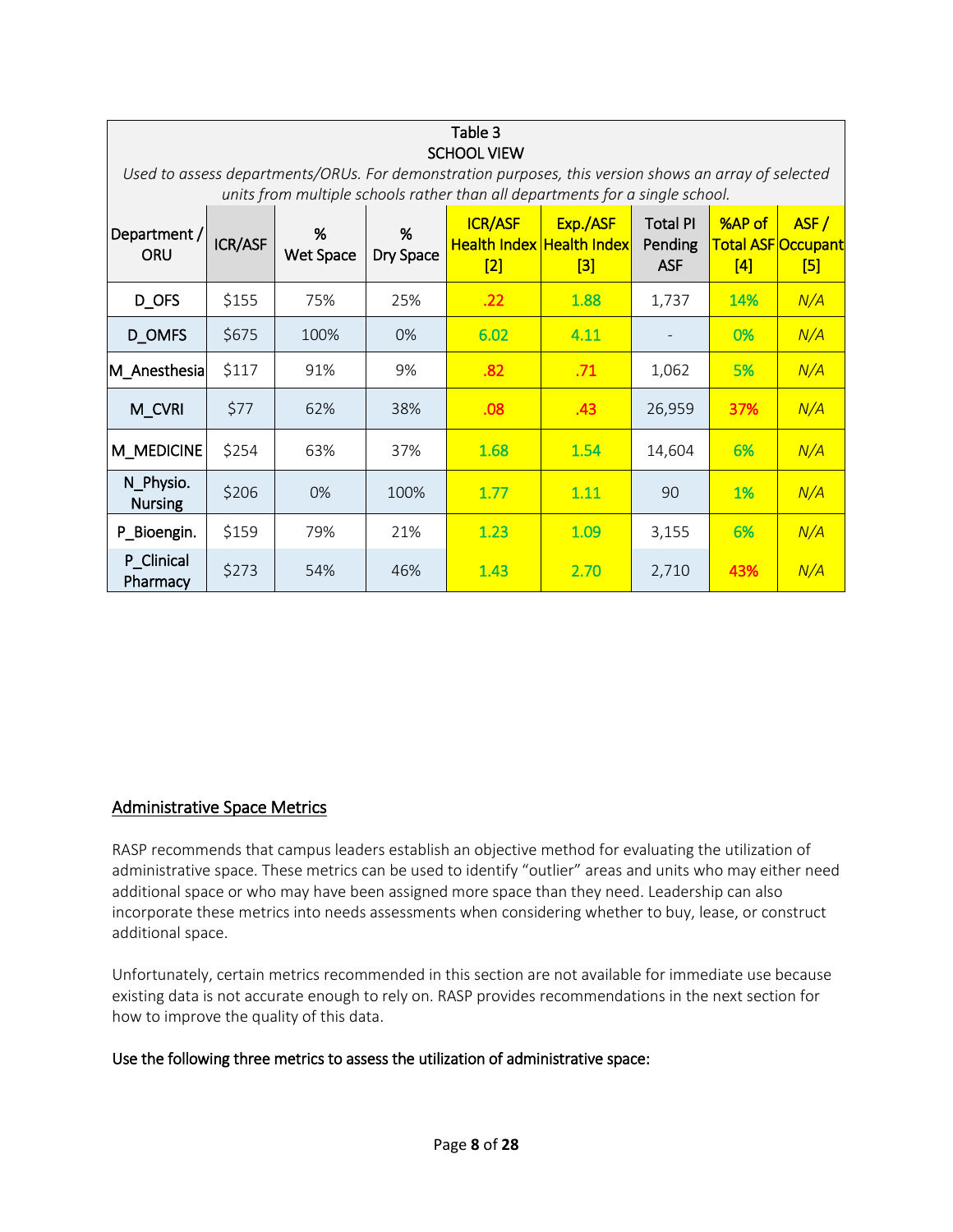Table 3
SCHOOL VIEW

*Used to assess departments/ORUs. For demonstration purposes, this version shows an array of selected units from multiple schools rather than all departments for a single school.*

| Department / ORU | ICR/ASF | % Wet Space | % Dry Space | ICR/ASF Health Index [2] | Exp./ASF Health Index [3] | Total PI Pending ASF | %AP of Total ASF [4] | ASF / Occupant [5] |
|---|---|---|---|---|---|---|---|---|
| D_OFS | $155 | 75% | 25% | .22 | 1.88 | 1,737 | 14% | *N/A* |
| D_OMFS | $675 | 100% | 0% | 6.02 | 4.11 | - | 0% | *N/A* |
| M_Anesthesia | $117 | 91% | 9% | .82 | .71 | 1,062 | 5% | *N/A* |
| M_CVRI | $77 | 62% | 38% | .08 | .43 | 26,959 | 37% | *N/A* |
| M_MEDICINE | $254 | 63% | 37% | 1.68 | 1.54 | 14,604 | 6% | *N/A* |
| N_Physio. Nursing | $206 | 0% | 100% | 1.77 | 1.11 | 90 | 1% | *N/A* |
| P_Bioengin. | $159 | 79% | 21% | 1.23 | 1.09 | 3,155 | 6% | *N/A* |
| P_Clinical Pharmacy | $273 | 54% | 46% | 1.43 | 2.70 | 2,710 | 43% | *N/A* |

## Administrative Space Metrics

RASP recommends that campus leaders establish an objective method for evaluating the utilization of administrative space. These metrics can be used to identify "outlier" areas and units who may either need additional space or who may have been assigned more space than they need. Leadership can also incorporate these metrics into needs assessments when considering whether to buy, lease, or construct additional space.

Unfortunately, certain metrics recommended in this section are not available for immediate use because existing data is not accurate enough to rely on. RASP provides recommendations in the next section for how to improve the quality of this data.

**Use the following three metrics to assess the utilization of administrative space:**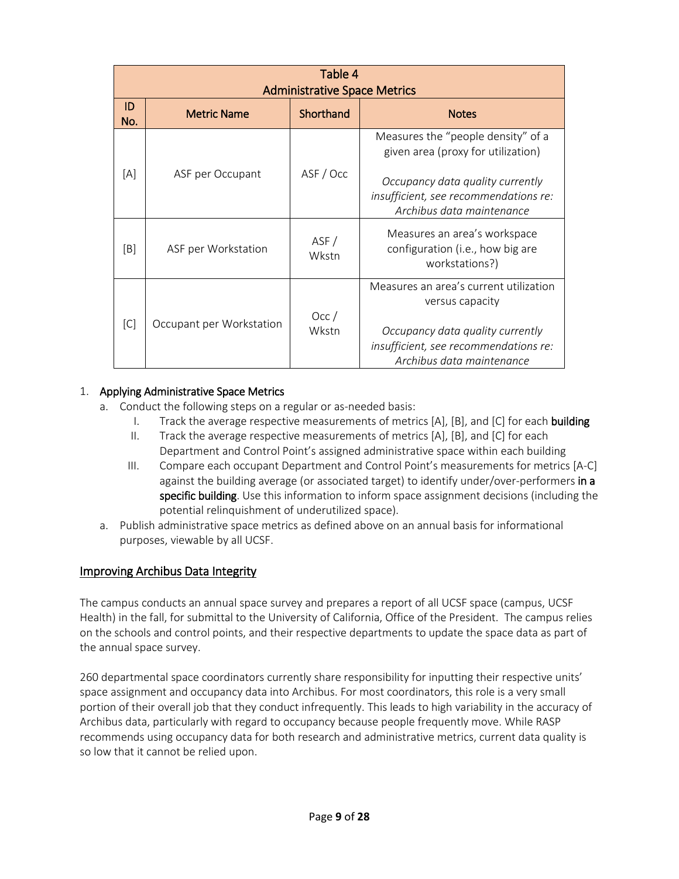| Table 4<br>Administrative Space Metrics | | | |
|---|---|---|---|
| ID No. | Metric Name | Shorthand | Notes |
| [A] | ASF per Occupant | ASF / Occ | Measures the "people density" of a given area (proxy for utilization)<br><br>*Occupancy data quality currently insufficient, see recommendations re: Archibus data maintenance* |
| [B] | ASF per Workstation | ASF / Wkstn | Measures an area's workspace configuration (i.e., how big are workstations?) |
| [C] | Occupant per Workstation | Occ / Wkstn | Measures an area's current utilization versus capacity<br><br>*Occupancy data quality currently insufficient, see recommendations re: Archibus data maintenance* |

1. **Applying Administrative Space Metrics**
   a. Conduct the following steps on a regular or as-needed basis:
      I. Track the average respective measurements of metrics [A], [B], and [C] for each **building**
      II. Track the average respective measurements of metrics [A], [B], and [C] for each Department and Control Point's assigned administrative space within each building
      III. Compare each occupant Department and Control Point's measurements for metrics [A-C] against the building average (or associated target) to identify under/over-performers **in a specific building**. Use this information to inform space assignment decisions (including the potential relinquishment of underutilized space).

   a. Publish administrative space metrics as defined above on an annual basis for informational purposes, viewable by all UCSF.

## Improving Archibus Data Integrity

The campus conducts an annual space survey and prepares a report of all UCSF space (campus, UCSF Health) in the fall, for submittal to the University of California, Office of the President. The campus relies on the schools and control points, and their respective departments to update the space data as part of the annual space survey.

260 departmental space coordinators currently share responsibility for inputting their respective units' space assignment and occupancy data into Archibus. For most coordinators, this role is a very small portion of their overall job that they conduct infrequently. This leads to high variability in the accuracy of Archibus data, particularly with regard to occupancy because people frequently move. While RASP recommends using occupancy data for both research and administrative metrics, current data quality is so low that it cannot be relied upon.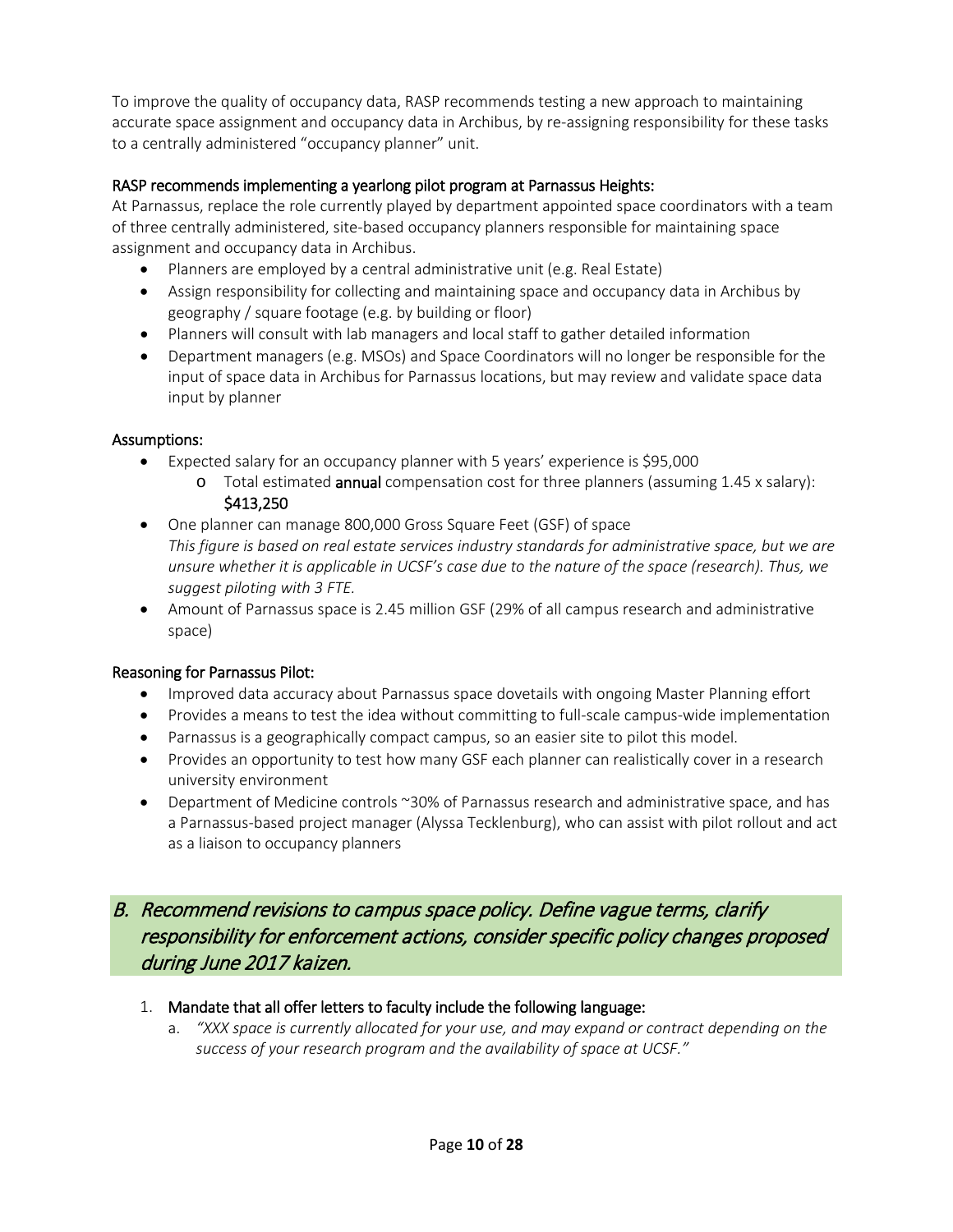To improve the quality of occupancy data, RASP recommends testing a new approach to maintaining accurate space assignment and occupancy data in Archibus, by re-assigning responsibility for these tasks to a centrally administered "occupancy planner" unit.

RASP recommends implementing a yearlong pilot program at Parnassus Heights:

At Parnassus, replace the role currently played by department appointed space coordinators with a team of three centrally administered, site-based occupancy planners responsible for maintaining space assignment and occupancy data in Archibus.

- Planners are employed by a central administrative unit (e.g. Real Estate)
- Assign responsibility for collecting and maintaining space and occupancy data in Archibus by geography / square footage (e.g. by building or floor)
- Planners will consult with lab managers and local staff to gather detailed information
- Department managers (e.g. MSOs) and Space Coordinators will no longer be responsible for the input of space data in Archibus for Parnassus locations, but may review and validate space data input by planner

Assumptions:

- Expected salary for an occupancy planner with 5 years' experience is $95,000
  - Total estimated **annual** compensation cost for three planners (assuming 1.45 x salary): $413,250
- One planner can manage 800,000 Gross Square Feet (GSF) of space
  *This figure is based on real estate services industry standards for administrative space, but we are unsure whether it is applicable in UCSF's case due to the nature of the space (research). Thus, we suggest piloting with 3 FTE.*
- Amount of Parnassus space is 2.45 million GSF (29% of all campus research and administrative space)

Reasoning for Parnassus Pilot:

- Improved data accuracy about Parnassus space dovetails with ongoing Master Planning effort
- Provides a means to test the idea without committing to full-scale campus-wide implementation
- Parnassus is a geographically compact campus, so an easier site to pilot this model.
- Provides an opportunity to test how many GSF each planner can realistically cover in a research university environment
- Department of Medicine controls ~30% of Parnassus research and administrative space, and has a Parnassus-based project manager (Alyssa Tecklenburg), who can assist with pilot rollout and act as a liaison to occupancy planners

## *B. Recommend revisions to campus space policy. Define vague terms, clarify responsibility for enforcement actions, consider specific policy changes proposed during June 2017 kaizen.*

1. Mandate that all offer letters to faculty include the following language:
   a. *"XXX space is currently allocated for your use, and may expand or contract depending on the success of your research program and the availability of space at UCSF."*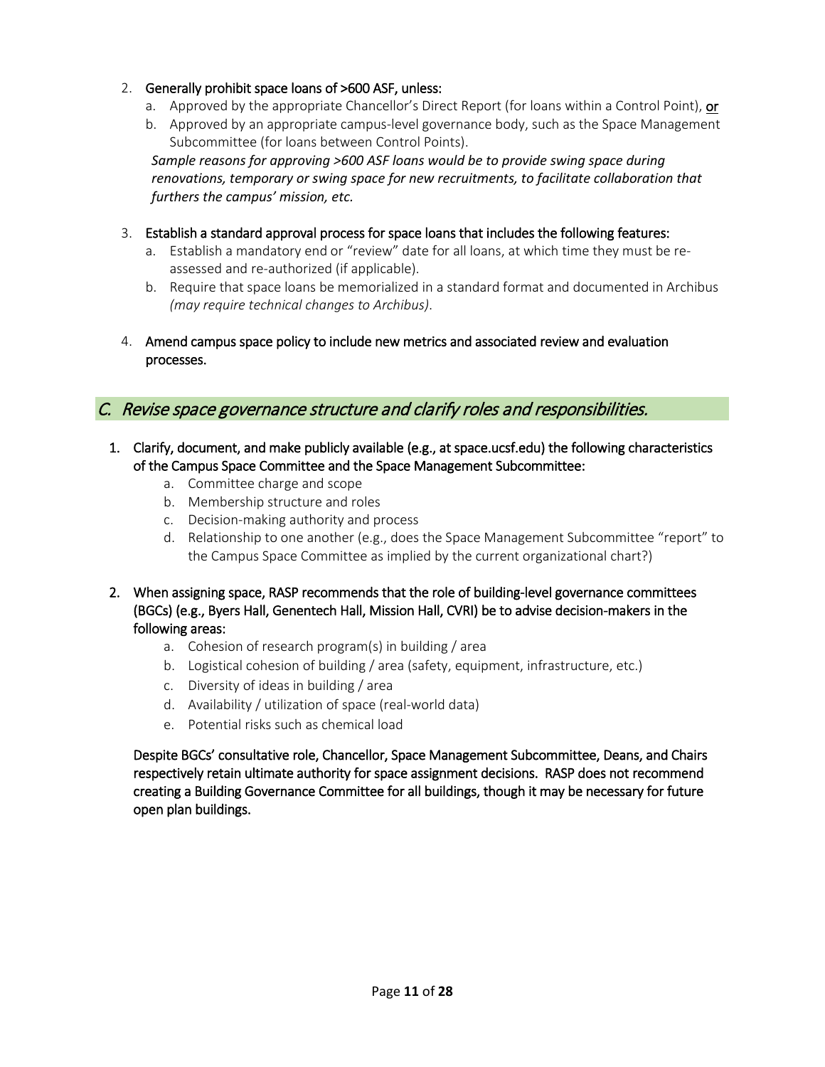2. **Generally prohibit space loans of >600 ASF, unless:**
   a. Approved by the appropriate Chancellor's Direct Report (for loans within a Control Point), **or**
   b. Approved by an appropriate campus-level governance body, such as the Space Management Subcommittee (for loans between Control Points).

   *Sample reasons for approving >600 ASF loans would be to provide swing space during renovations, temporary or swing space for new recruitments, to facilitate collaboration that furthers the campus' mission, etc.*

3. **Establish a standard approval process for space loans that includes the following features:**
   a. Establish a mandatory end or "review" date for all loans, at which time they must be re-assessed and re-authorized (if applicable).
   b. Require that space loans be memorialized in a standard format and documented in Archibus *(may require technical changes to Archibus)*.

4. **Amend campus space policy to include new metrics and associated review and evaluation processes.**

## *C. Revise space governance structure and clarify roles and responsibilities.*

1. **Clarify, document, and make publicly available (e.g., at space.ucsf.edu) the following characteristics of the Campus Space Committee and the Space Management Subcommittee:**
   a. Committee charge and scope
   b. Membership structure and roles
   c. Decision-making authority and process
   d. Relationship to one another (e.g., does the Space Management Subcommittee "report" to the Campus Space Committee as implied by the current organizational chart?)

2. **When assigning space, RASP recommends that the role of building-level governance committees (BGCs) (e.g., Byers Hall, Genentech Hall, Mission Hall, CVRI) be to advise decision-makers in the following areas:**
   a. Cohesion of research program(s) in building / area
   b. Logistical cohesion of building / area (safety, equipment, infrastructure, etc.)
   c. Diversity of ideas in building / area
   d. Availability / utilization of space (real-world data)
   e. Potential risks such as chemical load

   **Despite BGCs' consultative role, Chancellor, Space Management Subcommittee, Deans, and Chairs respectively retain ultimate authority for space assignment decisions. RASP does not recommend creating a Building Governance Committee for all buildings, though it may be necessary for future open plan buildings.**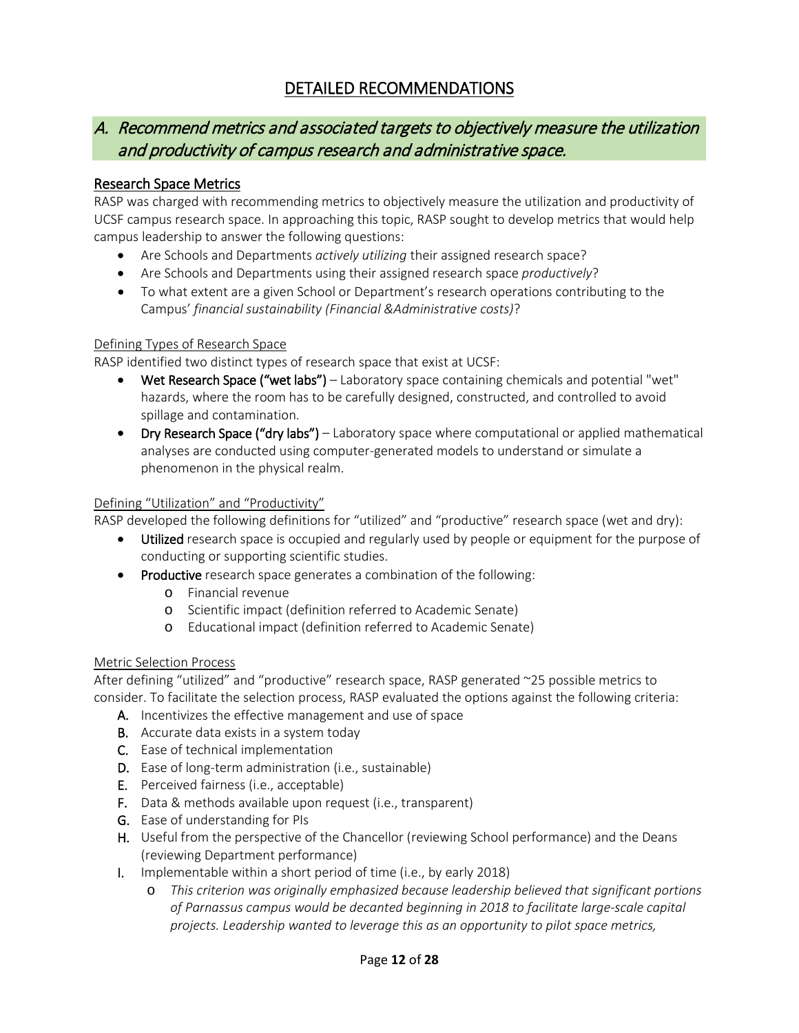# DETAILED RECOMMENDATIONS

## A. *Recommend metrics and associated targets to objectively measure the utilization and productivity of campus research and administrative space.*

### Research Space Metrics

RASP was charged with recommending metrics to objectively measure the utilization and productivity of UCSF campus research space. In approaching this topic, RASP sought to develop metrics that would help campus leadership to answer the following questions:

- Are Schools and Departments *actively utilizing* their assigned research space?
- Are Schools and Departments using their assigned research space *productively*?
- To what extent are a given School or Department's research operations contributing to the Campus' *financial sustainability (Financial &Administrative costs)*?

#### Defining Types of Research Space

RASP identified two distinct types of research space that exist at UCSF:

- **Wet Research Space ("wet labs")** – Laboratory space containing chemicals and potential "wet" hazards, where the room has to be carefully designed, constructed, and controlled to avoid spillage and contamination.
- **Dry Research Space ("dry labs")** – Laboratory space where computational or applied mathematical analyses are conducted using computer-generated models to understand or simulate a phenomenon in the physical realm.

#### Defining "Utilization" and "Productivity"

RASP developed the following definitions for "utilized" and "productive" research space (wet and dry):

- **Utilized** research space is occupied and regularly used by people or equipment for the purpose of conducting or supporting scientific studies.
- **Productive** research space generates a combination of the following:
  - Financial revenue
  - Scientific impact (definition referred to Academic Senate)
  - Educational impact (definition referred to Academic Senate)

#### Metric Selection Process

After defining "utilized" and "productive" research space, RASP generated ~25 possible metrics to consider. To facilitate the selection process, RASP evaluated the options against the following criteria:

A. Incentivizes the effective management and use of space
B. Accurate data exists in a system today
C. Ease of technical implementation
D. Ease of long-term administration (i.e., sustainable)
E. Perceived fairness (i.e., acceptable)
F. Data & methods available upon request (i.e., transparent)
G. Ease of understanding for PIs
H. Useful from the perspective of the Chancellor (reviewing School performance) and the Deans (reviewing Department performance)
I. Implementable within a short period of time (i.e., by early 2018)
   - *This criterion was originally emphasized because leadership believed that significant portions of Parnassus campus would be decanted beginning in 2018 to facilitate large-scale capital projects. Leadership wanted to leverage this as an opportunity to pilot space metrics,*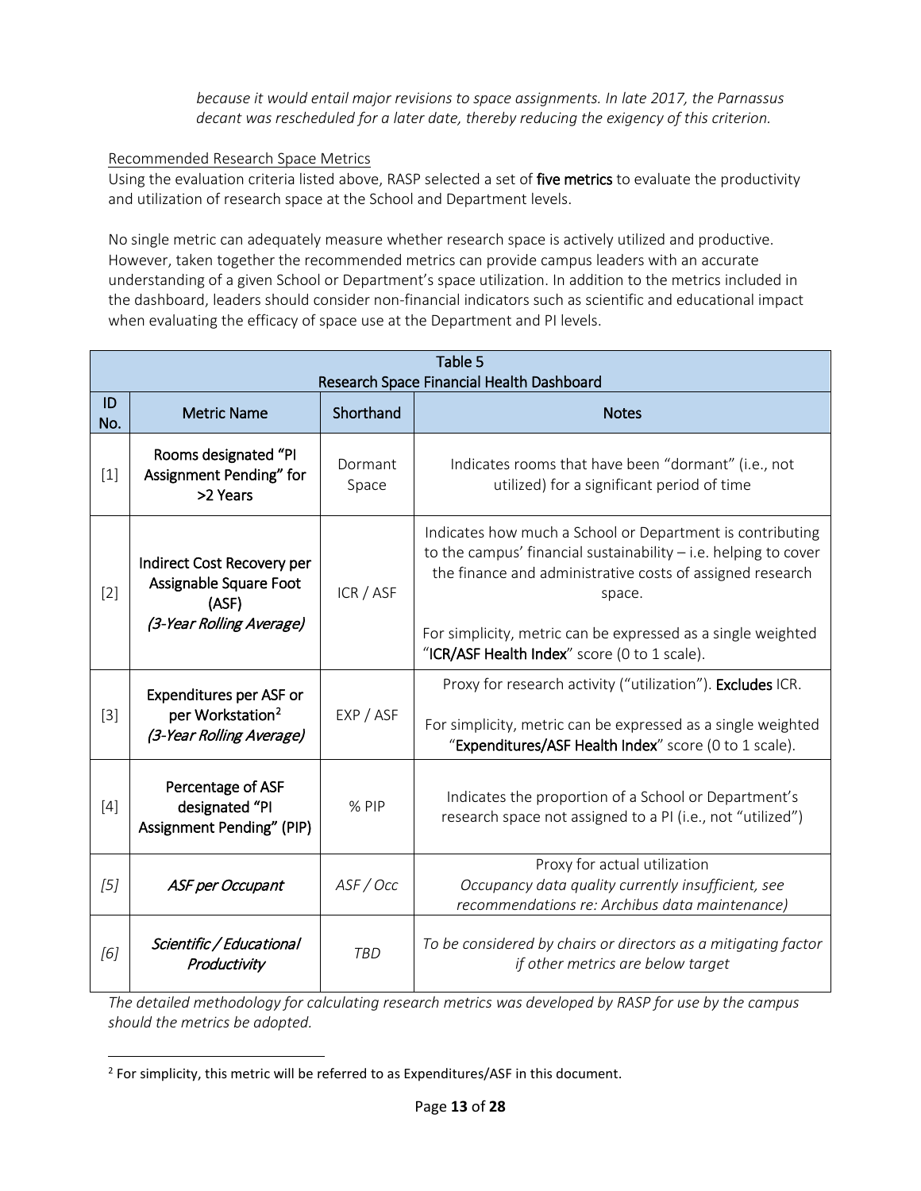*because it would entail major revisions to space assignments. In late 2017, the Parnassus decant was rescheduled for a later date, thereby reducing the exigency of this criterion.*

Recommended Research Space Metrics

Using the evaluation criteria listed above, RASP selected a set of **five metrics** to evaluate the productivity and utilization of research space at the School and Department levels.

No single metric can adequately measure whether research space is actively utilized and productive. However, taken together the recommended metrics can provide campus leaders with an accurate understanding of a given School or Department's space utilization. In addition to the metrics included in the dashboard, leaders should consider non-financial indicators such as scientific and educational impact when evaluating the efficacy of space use at the Department and PI levels.

| Table 5<br>Research Space Financial Health Dashboard | | | |
|---|---|---|---|
| ID No. | Metric Name | Shorthand | Notes |
| [1] | **Rooms designated "PI Assignment Pending" for >2 Years** | Dormant Space | Indicates rooms that have been "dormant" (i.e., not utilized) for a significant period of time |
| [2] | **Indirect Cost Recovery per Assignable Square Foot (ASF)** *(3-Year Rolling Average)* | ICR / ASF | Indicates how much a School or Department is contributing to the campus' financial sustainability – i.e. helping to cover the finance and administrative costs of assigned research space.<br><br>For simplicity, metric can be expressed as a single weighted "**ICR/ASF Health Index**" score (0 to 1 scale). |
| [3] | **Expenditures per ASF or per Workstation[2]** *(3-Year Rolling Average)* | EXP / ASF | Proxy for research activity ("utilization"). **Excludes** ICR.<br><br>For simplicity, metric can be expressed as a single weighted "**Expenditures/ASF Health Index**" score (0 to 1 scale). |
| [4] | **Percentage of ASF designated "PI Assignment Pending" (PIP)** | % PIP | Indicates the proportion of a School or Department's research space not assigned to a PI (i.e., not "utilized") |
| *[5]* | ***ASF per Occupant*** | *ASF / Occ* | Proxy for actual utilization<br>*Occupancy data quality currently insufficient, see recommendations re: Archibus data maintenance)* |
| *[6]* | ***Scientific / Educational Productivity*** | *TBD* | *To be considered by chairs or directors as a mitigating factor if other metrics are below target* |

*The detailed methodology for calculating research metrics was developed by RASP for use by the campus should the metrics be adopted.*

[2] For simplicity, this metric will be referred to as Expenditures/ASF in this document.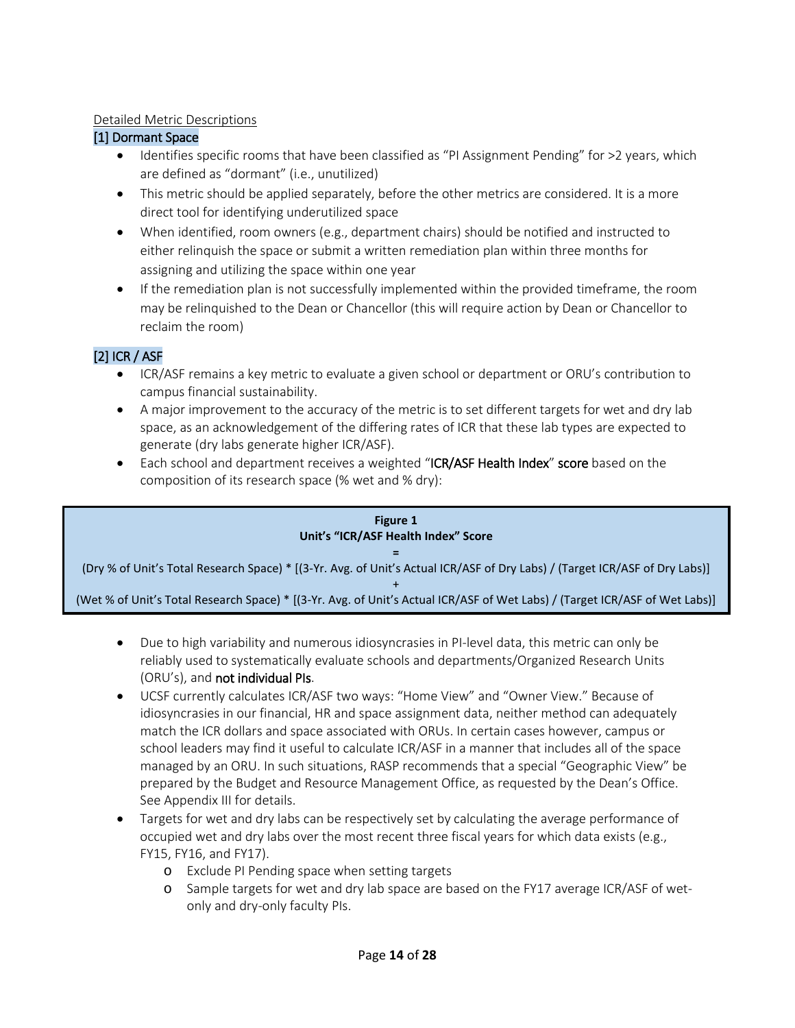Detailed Metric Descriptions

## [1] Dormant Space

- Identifies specific rooms that have been classified as "PI Assignment Pending" for >2 years, which are defined as "dormant" (i.e., unutilized)
- This metric should be applied separately, before the other metrics are considered. It is a more direct tool for identifying underutilized space
- When identified, room owners (e.g., department chairs) should be notified and instructed to either relinquish the space or submit a written remediation plan within three months for assigning and utilizing the space within one year
- If the remediation plan is not successfully implemented within the provided timeframe, the room may be relinquished to the Dean or Chancellor (this will require action by Dean or Chancellor to reclaim the room)

## [2] ICR / ASF

- ICR/ASF remains a key metric to evaluate a given school or department or ORU's contribution to campus financial sustainability.
- A major improvement to the accuracy of the metric is to set different targets for wet and dry lab space, as an acknowledgement of the differing rates of ICR that these lab types are expected to generate (dry labs generate higher ICR/ASF).
- Each school and department receives a weighted "**ICR/ASF Health Index**" **score** based on the composition of its research space (% wet and % dry):

**Figure 1**
**Unit's "ICR/ASF Health Index" Score**

**=**

(Dry % of Unit's Total Research Space) * [(3-Yr. Avg. of Unit's Actual ICR/ASF of Dry Labs) / (Target ICR/ASF of Dry Labs)]

+

(Wet % of Unit's Total Research Space) * [(3-Yr. Avg. of Unit's Actual ICR/ASF of Wet Labs) / (Target ICR/ASF of Wet Labs)]

- Due to high variability and numerous idiosyncrasies in PI-level data, this metric can only be reliably used to systematically evaluate schools and departments/Organized Research Units (ORU's), and **not individual PIs**.
- UCSF currently calculates ICR/ASF two ways: "Home View" and "Owner View." Because of idiosyncrasies in our financial, HR and space assignment data, neither method can adequately match the ICR dollars and space associated with ORUs. In certain cases however, campus or school leaders may find it useful to calculate ICR/ASF in a manner that includes all of the space managed by an ORU. In such situations, RASP recommends that a special "Geographic View" be prepared by the Budget and Resource Management Office, as requested by the Dean's Office. See Appendix III for details.
- Targets for wet and dry labs can be respectively set by calculating the average performance of occupied wet and dry labs over the most recent three fiscal years for which data exists (e.g., FY15, FY16, and FY17).
  - Exclude PI Pending space when setting targets
  - Sample targets for wet and dry lab space are based on the FY17 average ICR/ASF of wet-only and dry-only faculty PIs.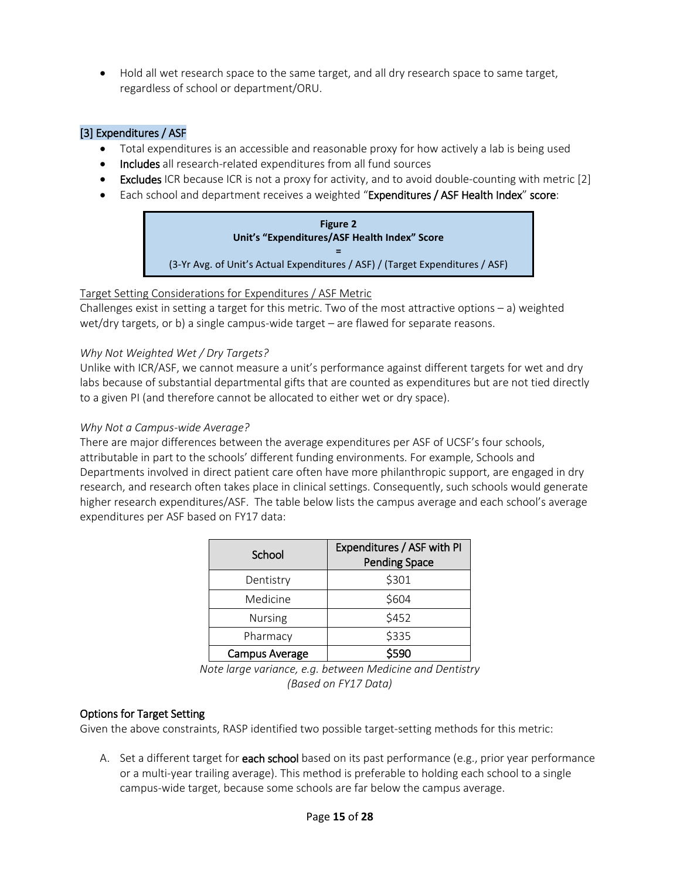- Hold all wet research space to the same target, and all dry research space to same target, regardless of school or department/ORU.

### [3] Expenditures / ASF

- Total expenditures is an accessible and reasonable proxy for how actively a lab is being used
- **Includes** all research-related expenditures from all fund sources
- **Excludes** ICR because ICR is not a proxy for activity, and to avoid double-counting with metric [2]
- Each school and department receives a weighted "**Expenditures / ASF Health Index**" **score**:

> **Figure 2**
> **Unit's "Expenditures/ASF Health Index" Score**
> **=**
> (3-Yr Avg. of Unit's Actual Expenditures / ASF) / (Target Expenditures / ASF)

<u>Target Setting Considerations for Expenditures / ASF Metric</u>

Challenges exist in setting a target for this metric. Two of the most attractive options – a) weighted wet/dry targets, or b) a single campus-wide target – are flawed for separate reasons.

*Why Not Weighted Wet / Dry Targets?*

Unlike with ICR/ASF, we cannot measure a unit's performance against different targets for wet and dry labs because of substantial departmental gifts that are counted as expenditures but are not tied directly to a given PI (and therefore cannot be allocated to either wet or dry space).

*Why Not a Campus-wide Average?*

There are major differences between the average expenditures per ASF of UCSF's four schools, attributable in part to the schools' different funding environments. For example, Schools and Departments involved in direct patient care often have more philanthropic support, are engaged in dry research, and research often takes place in clinical settings. Consequently, such schools would generate higher research expenditures/ASF. The table below lists the campus average and each school's average expenditures per ASF based on FY17 data:

| School | Expenditures / ASF with PI Pending Space |
|---|---|
| Dentistry | $301 |
| Medicine | $604 |
| Nursing | $452 |
| Pharmacy | $335 |
| **Campus Average** | **$590** |

*Note large variance, e.g. between Medicine and Dentistry (Based on FY17 Data)*

### Options for Target Setting

Given the above constraints, RASP identified two possible target-setting methods for this metric:

A. Set a different target for **each school** based on its past performance (e.g., prior year performance or a multi-year trailing average). This method is preferable to holding each school to a single campus-wide target, because some schools are far below the campus average.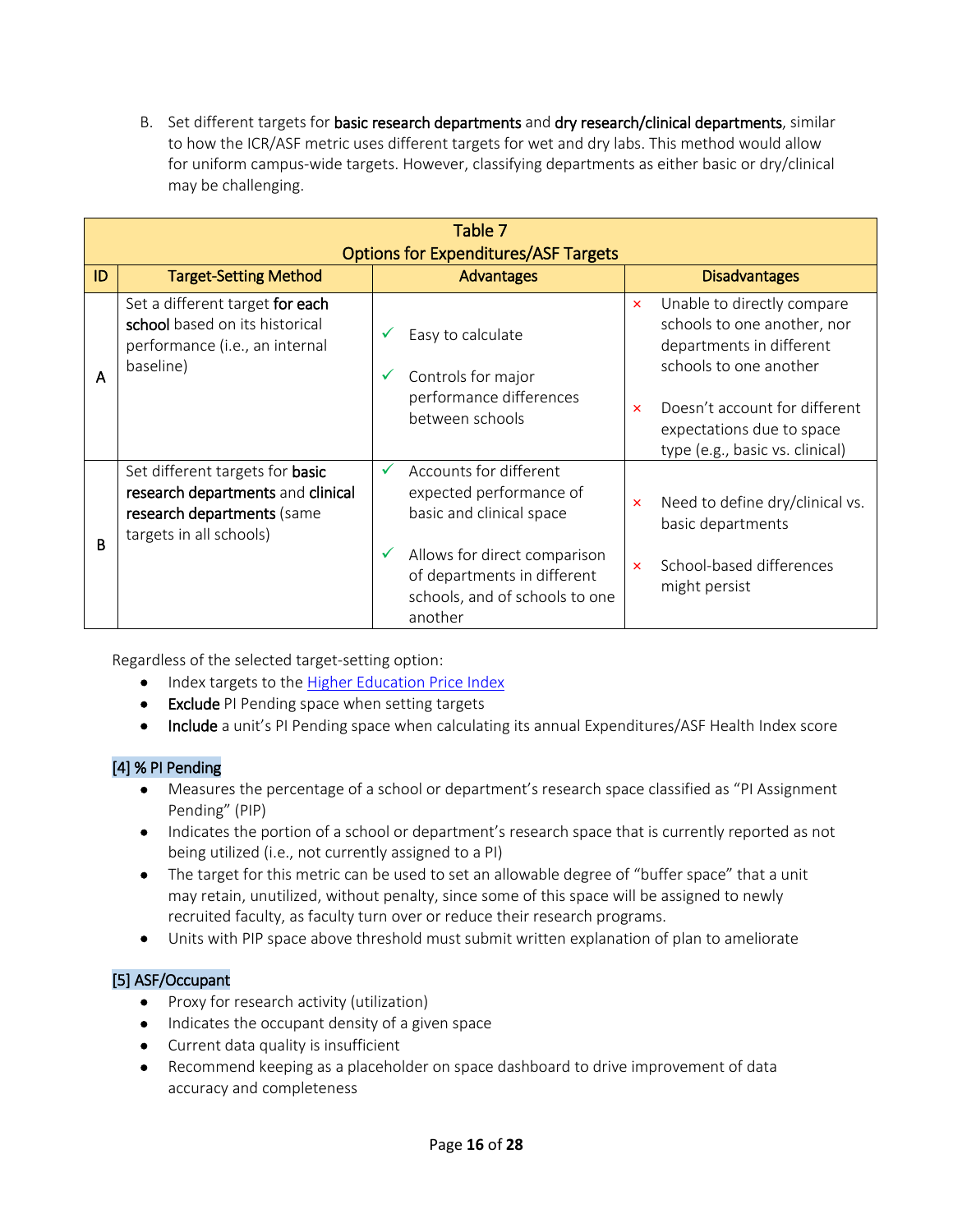B. Set different targets for **basic research departments** and **dry research/clinical departments**, similar to how the ICR/ASF metric uses different targets for wet and dry labs. This method would allow for uniform campus-wide targets. However, classifying departments as either basic or dry/clinical may be challenging.

| Table 7<br>Options for Expenditures/ASF Targets | | | |
|---|---|---|---|
| **ID** | **Target-Setting Method** | **Advantages** | **Disadvantages** |
| **A** | Set a different target **for each school** based on its historical performance (i.e., an internal baseline) | ✓ Easy to calculate<br>✓ Controls for major performance differences between schools | × Unable to directly compare schools to one another, nor departments in different schools to one another<br>× Doesn't account for different expectations due to space type (e.g., basic vs. clinical) |
| **B** | Set different targets for **basic research departments** and **clinical research departments** (same targets in all schools) | ✓ Accounts for different expected performance of basic and clinical space<br>✓ Allows for direct comparison of departments in different schools, and of schools to one another | × Need to define dry/clinical vs. basic departments<br>× School-based differences might persist |

Regardless of the selected target-setting option:

- Index targets to the Higher Education Price Index
- **Exclude** PI Pending space when setting targets
- **Include** a unit's PI Pending space when calculating its annual Expenditures/ASF Health Index score

### [4] % PI Pending

- Measures the percentage of a school or department's research space classified as "PI Assignment Pending" (PIP)
- Indicates the portion of a school or department's research space that is currently reported as not being utilized (i.e., not currently assigned to a PI)
- The target for this metric can be used to set an allowable degree of "buffer space" that a unit may retain, unutilized, without penalty, since some of this space will be assigned to newly recruited faculty, as faculty turn over or reduce their research programs.
- Units with PIP space above threshold must submit written explanation of plan to ameliorate

### [5] ASF/Occupant

- Proxy for research activity (utilization)
- Indicates the occupant density of a given space
- Current data quality is insufficient
- Recommend keeping as a placeholder on space dashboard to drive improvement of data accuracy and completeness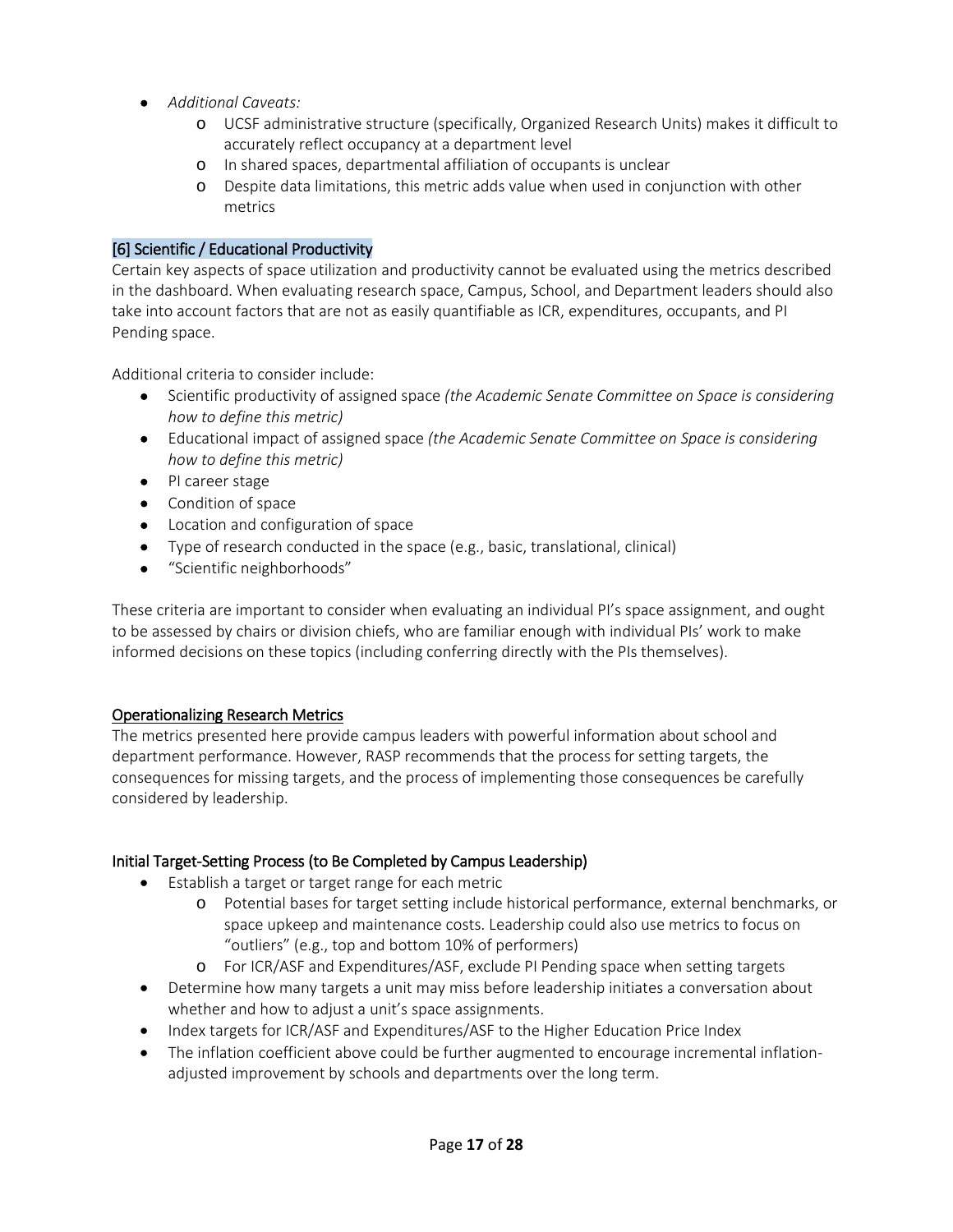- *Additional Caveats:*
    - UCSF administrative structure (specifically, Organized Research Units) makes it difficult to accurately reflect occupancy at a department level
    - In shared spaces, departmental affiliation of occupants is unclear
    - Despite data limitations, this metric adds value when used in conjunction with other metrics

### [6] Scientific / Educational Productivity

Certain key aspects of space utilization and productivity cannot be evaluated using the metrics described in the dashboard. When evaluating research space, Campus, School, and Department leaders should also take into account factors that are not as easily quantifiable as ICR, expenditures, occupants, and PI Pending space.

Additional criteria to consider include:

- Scientific productivity of assigned space *(the Academic Senate Committee on Space is considering how to define this metric)*
- Educational impact of assigned space *(the Academic Senate Committee on Space is considering how to define this metric)*
- PI career stage
- Condition of space
- Location and configuration of space
- Type of research conducted in the space (e.g., basic, translational, clinical)
- "Scientific neighborhoods"

These criteria are important to consider when evaluating an individual PI's space assignment, and ought to be assessed by chairs or division chiefs, who are familiar enough with individual PIs' work to make informed decisions on these topics (including conferring directly with the PIs themselves).

## Operationalizing Research Metrics

The metrics presented here provide campus leaders with powerful information about school and department performance. However, RASP recommends that the process for setting targets, the consequences for missing targets, and the process of implementing those consequences be carefully considered by leadership.

### Initial Target-Setting Process (to Be Completed by Campus Leadership)

- Establish a target or target range for each metric
    - Potential bases for target setting include historical performance, external benchmarks, or space upkeep and maintenance costs. Leadership could also use metrics to focus on "outliers" (e.g., top and bottom 10% of performers)
    - For ICR/ASF and Expenditures/ASF, exclude PI Pending space when setting targets
- Determine how many targets a unit may miss before leadership initiates a conversation about whether and how to adjust a unit's space assignments.
- Index targets for ICR/ASF and Expenditures/ASF to the Higher Education Price Index
- The inflation coefficient above could be further augmented to encourage incremental inflation-adjusted improvement by schools and departments over the long term.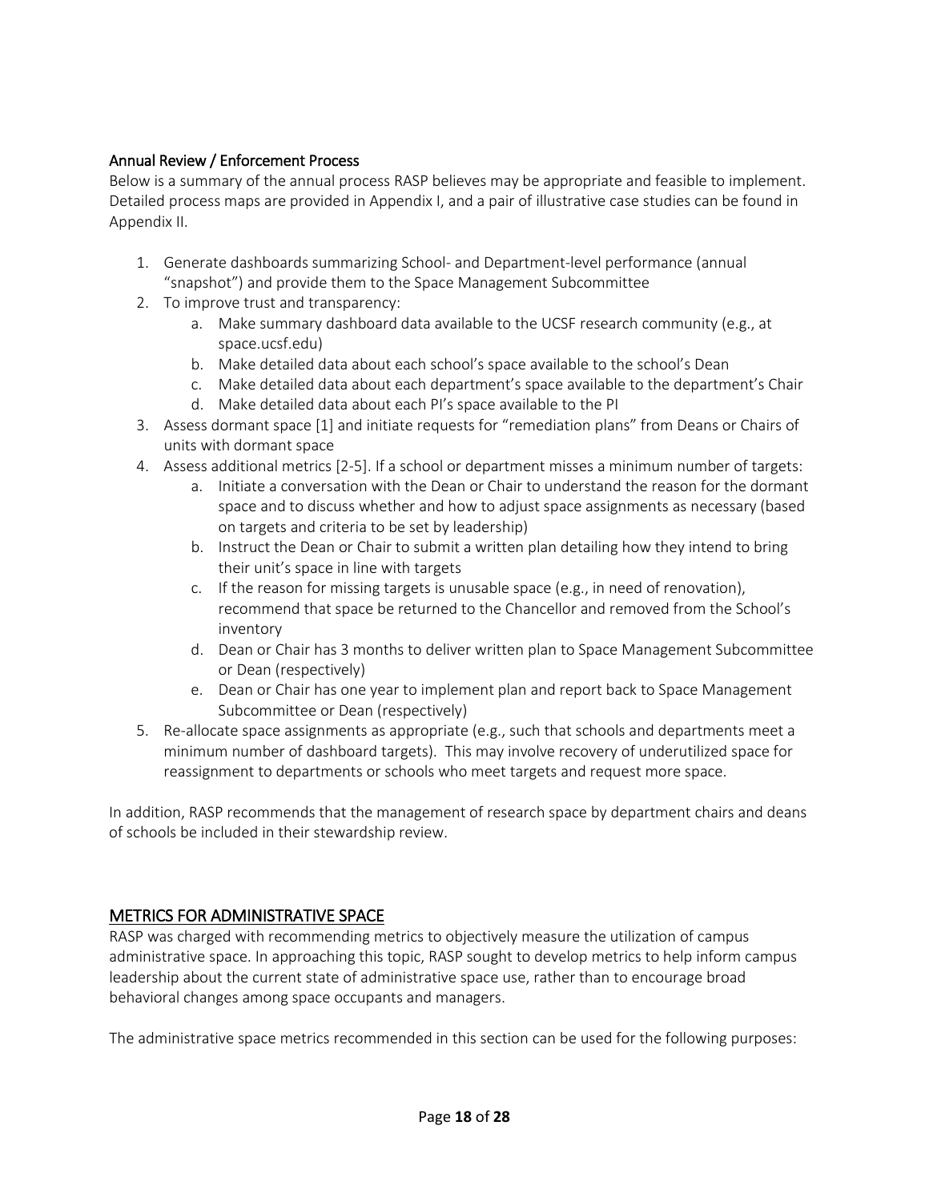### Annual Review / Enforcement Process

Below is a summary of the annual process RASP believes may be appropriate and feasible to implement. Detailed process maps are provided in Appendix I, and a pair of illustrative case studies can be found in Appendix II.

1. Generate dashboards summarizing School- and Department-level performance (annual "snapshot") and provide them to the Space Management Subcommittee
2. To improve trust and transparency:
    a. Make summary dashboard data available to the UCSF research community (e.g., at space.ucsf.edu)
    b. Make detailed data about each school's space available to the school's Dean
    c. Make detailed data about each department's space available to the department's Chair
    d. Make detailed data about each PI's space available to the PI
3. Assess dormant space [1] and initiate requests for "remediation plans" from Deans or Chairs of units with dormant space
4. Assess additional metrics [2-5]. If a school or department misses a minimum number of targets:
    a. Initiate a conversation with the Dean or Chair to understand the reason for the dormant space and to discuss whether and how to adjust space assignments as necessary (based on targets and criteria to be set by leadership)
    b. Instruct the Dean or Chair to submit a written plan detailing how they intend to bring their unit's space in line with targets
    c. If the reason for missing targets is unusable space (e.g., in need of renovation), recommend that space be returned to the Chancellor and removed from the School's inventory
    d. Dean or Chair has 3 months to deliver written plan to Space Management Subcommittee or Dean (respectively)
    e. Dean or Chair has one year to implement plan and report back to Space Management Subcommittee or Dean (respectively)
5. Re-allocate space assignments as appropriate (e.g., such that schools and departments meet a minimum number of dashboard targets). This may involve recovery of underutilized space for reassignment to departments or schools who meet targets and request more space.

In addition, RASP recommends that the management of research space by department chairs and deans of schools be included in their stewardship review.

## METRICS FOR ADMINISTRATIVE SPACE

RASP was charged with recommending metrics to objectively measure the utilization of campus administrative space. In approaching this topic, RASP sought to develop metrics to help inform campus leadership about the current state of administrative space use, rather than to encourage broad behavioral changes among space occupants and managers.

The administrative space metrics recommended in this section can be used for the following purposes: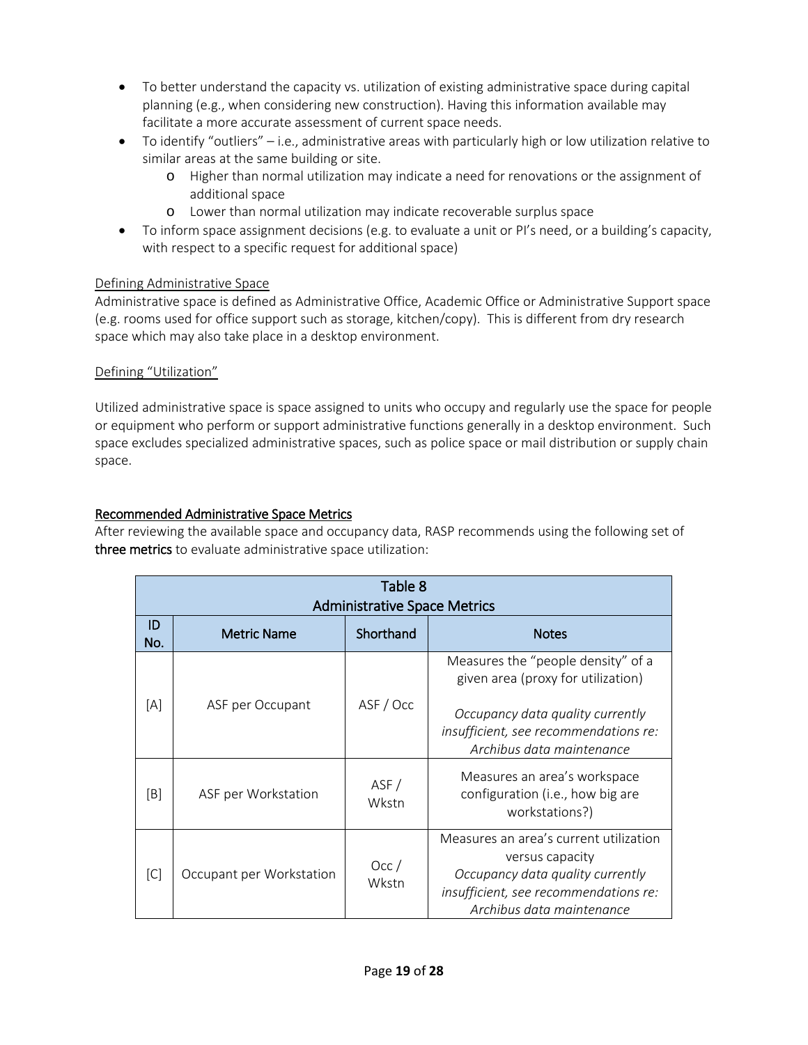- To better understand the capacity vs. utilization of existing administrative space during capital planning (e.g., when considering new construction). Having this information available may facilitate a more accurate assessment of current space needs.
- To identify "outliers" – i.e., administrative areas with particularly high or low utilization relative to similar areas at the same building or site.
    - Higher than normal utilization may indicate a need for renovations or the assignment of additional space
    - Lower than normal utilization may indicate recoverable surplus space
- To inform space assignment decisions (e.g. to evaluate a unit or PI's need, or a building's capacity, with respect to a specific request for additional space)

Defining Administrative Space

Administrative space is defined as Administrative Office, Academic Office or Administrative Support space (e.g. rooms used for office support such as storage, kitchen/copy). This is different from dry research space which may also take place in a desktop environment.

Defining "Utilization"

Utilized administrative space is space assigned to units who occupy and regularly use the space for people or equipment who perform or support administrative functions generally in a desktop environment. Such space excludes specialized administrative spaces, such as police space or mail distribution or supply chain space.

## Recommended Administrative Space Metrics

After reviewing the available space and occupancy data, RASP recommends using the following set of **three metrics** to evaluate administrative space utilization:

| Table 8<br>Administrative Space Metrics | | | |
|---|---|---|---|
| ID No. | Metric Name | Shorthand | Notes |
| [A] | ASF per Occupant | ASF / Occ | Measures the "people density" of a given area (proxy for utilization)<br>*Occupancy data quality currently insufficient, see recommendations re: Archibus data maintenance* |
| [B] | ASF per Workstation | ASF / Wkstn | Measures an area's workspace configuration (i.e., how big are workstations?) |
| [C] | Occupant per Workstation | Occ / Wkstn | Measures an area's current utilization versus capacity<br>*Occupancy data quality currently insufficient, see recommendations re: Archibus data maintenance* |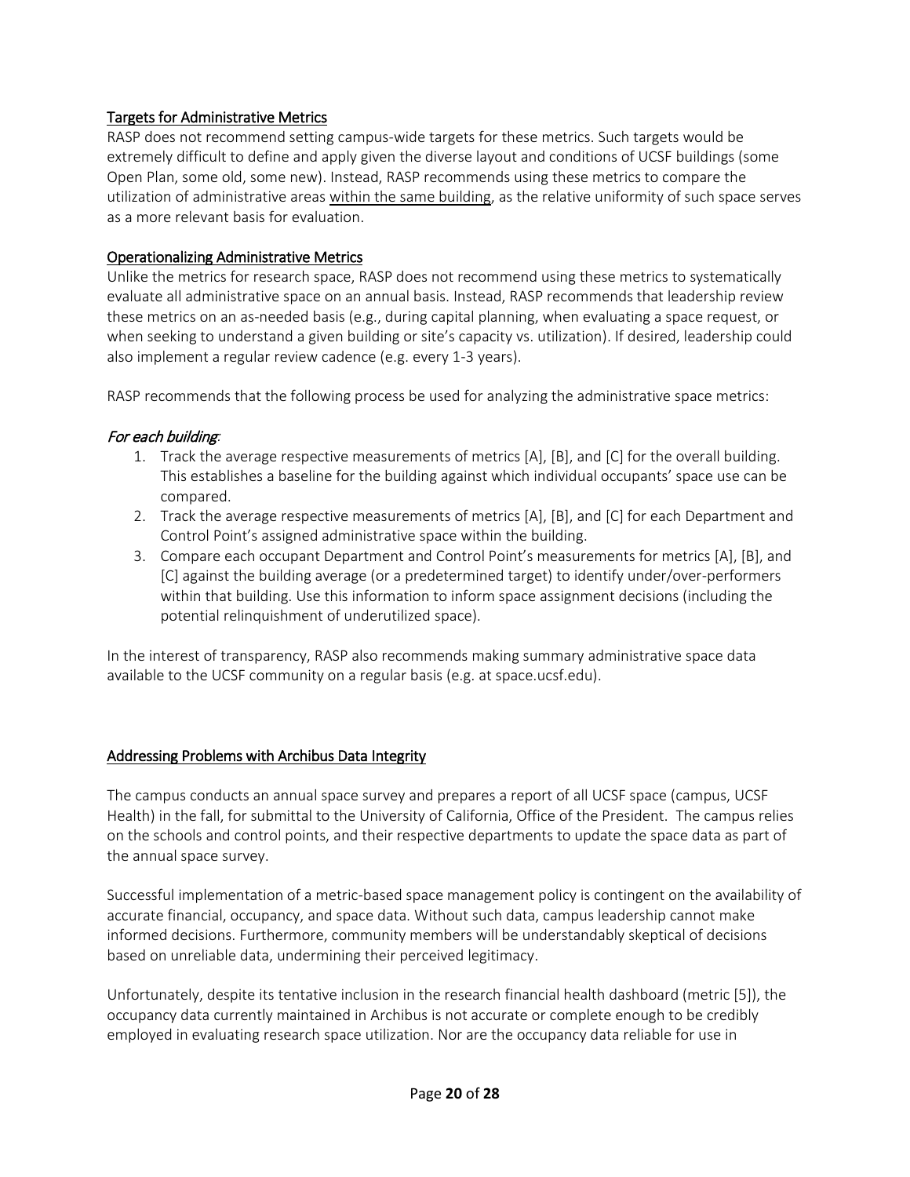### Targets for Administrative Metrics

RASP does not recommend setting campus-wide targets for these metrics. Such targets would be extremely difficult to define and apply given the diverse layout and conditions of UCSF buildings (some Open Plan, some old, some new). Instead, RASP recommends using these metrics to compare the utilization of administrative areas within the same building, as the relative uniformity of such space serves as a more relevant basis for evaluation.

### Operationalizing Administrative Metrics

Unlike the metrics for research space, RASP does not recommend using these metrics to systematically evaluate all administrative space on an annual basis. Instead, RASP recommends that leadership review these metrics on an as-needed basis (e.g., during capital planning, when evaluating a space request, or when seeking to understand a given building or site's capacity vs. utilization). If desired, leadership could also implement a regular review cadence (e.g. every 1-3 years).

RASP recommends that the following process be used for analyzing the administrative space metrics:

*For each building:*

1. Track the average respective measurements of metrics [A], [B], and [C] for the overall building. This establishes a baseline for the building against which individual occupants' space use can be compared.
2. Track the average respective measurements of metrics [A], [B], and [C] for each Department and Control Point's assigned administrative space within the building.
3. Compare each occupant Department and Control Point's measurements for metrics [A], [B], and [C] against the building average (or a predetermined target) to identify under/over-performers within that building. Use this information to inform space assignment decisions (including the potential relinquishment of underutilized space).

In the interest of transparency, RASP also recommends making summary administrative space data available to the UCSF community on a regular basis (e.g. at space.ucsf.edu).

### Addressing Problems with Archibus Data Integrity

The campus conducts an annual space survey and prepares a report of all UCSF space (campus, UCSF Health) in the fall, for submittal to the University of California, Office of the President. The campus relies on the schools and control points, and their respective departments to update the space data as part of the annual space survey.

Successful implementation of a metric-based space management policy is contingent on the availability of accurate financial, occupancy, and space data. Without such data, campus leadership cannot make informed decisions. Furthermore, community members will be understandably skeptical of decisions based on unreliable data, undermining their perceived legitimacy.

Unfortunately, despite its tentative inclusion in the research financial health dashboard (metric [5]), the occupancy data currently maintained in Archibus is not accurate or complete enough to be credibly employed in evaluating research space utilization. Nor are the occupancy data reliable for use in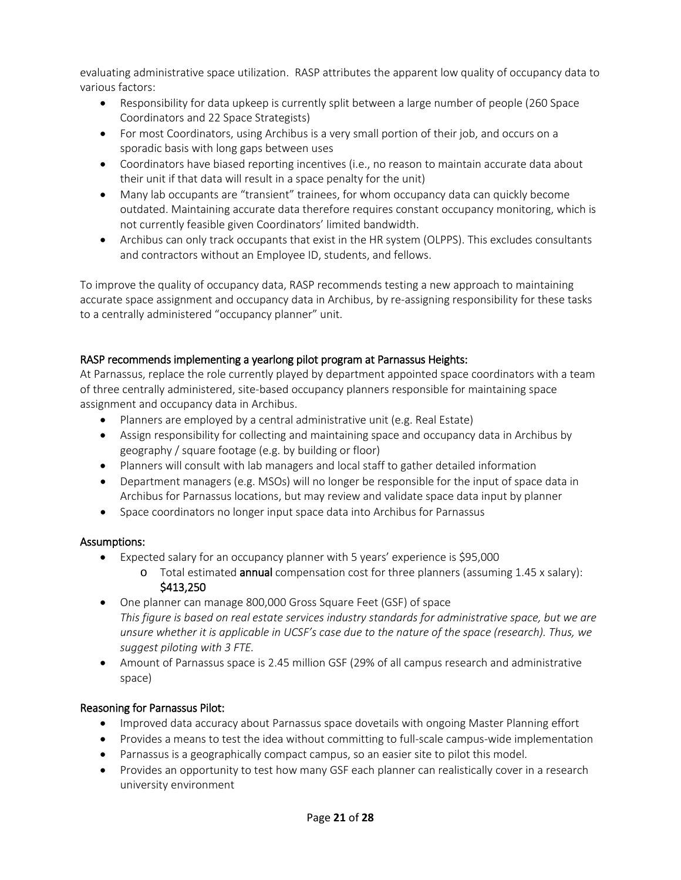evaluating administrative space utilization. RASP attributes the apparent low quality of occupancy data to various factors:

- Responsibility for data upkeep is currently split between a large number of people (260 Space Coordinators and 22 Space Strategists)
- For most Coordinators, using Archibus is a very small portion of their job, and occurs on a sporadic basis with long gaps between uses
- Coordinators have biased reporting incentives (i.e., no reason to maintain accurate data about their unit if that data will result in a space penalty for the unit)
- Many lab occupants are "transient" trainees, for whom occupancy data can quickly become outdated. Maintaining accurate data therefore requires constant occupancy monitoring, which is not currently feasible given Coordinators' limited bandwidth.
- Archibus can only track occupants that exist in the HR system (OLPPS). This excludes consultants and contractors without an Employee ID, students, and fellows.

To improve the quality of occupancy data, RASP recommends testing a new approach to maintaining accurate space assignment and occupancy data in Archibus, by re-assigning responsibility for these tasks to a centrally administered "occupancy planner" unit.

### RASP recommends implementing a yearlong pilot program at Parnassus Heights:

At Parnassus, replace the role currently played by department appointed space coordinators with a team of three centrally administered, site-based occupancy planners responsible for maintaining space assignment and occupancy data in Archibus.

- Planners are employed by a central administrative unit (e.g. Real Estate)
- Assign responsibility for collecting and maintaining space and occupancy data in Archibus by geography / square footage (e.g. by building or floor)
- Planners will consult with lab managers and local staff to gather detailed information
- Department managers (e.g. MSOs) will no longer be responsible for the input of space data in Archibus for Parnassus locations, but may review and validate space data input by planner
- Space coordinators no longer input space data into Archibus for Parnassus

### Assumptions:

- Expected salary for an occupancy planner with 5 years' experience is $95,000
  - Total estimated **annual** compensation cost for three planners (assuming 1.45 x salary): **$413,250**
- One planner can manage 800,000 Gross Square Feet (GSF) of space
  *This figure is based on real estate services industry standards for administrative space, but we are unsure whether it is applicable in UCSF's case due to the nature of the space (research). Thus, we suggest piloting with 3 FTE.*
- Amount of Parnassus space is 2.45 million GSF (29% of all campus research and administrative space)

### Reasoning for Parnassus Pilot:

- Improved data accuracy about Parnassus space dovetails with ongoing Master Planning effort
- Provides a means to test the idea without committing to full-scale campus-wide implementation
- Parnassus is a geographically compact campus, so an easier site to pilot this model.
- Provides an opportunity to test how many GSF each planner can realistically cover in a research university environment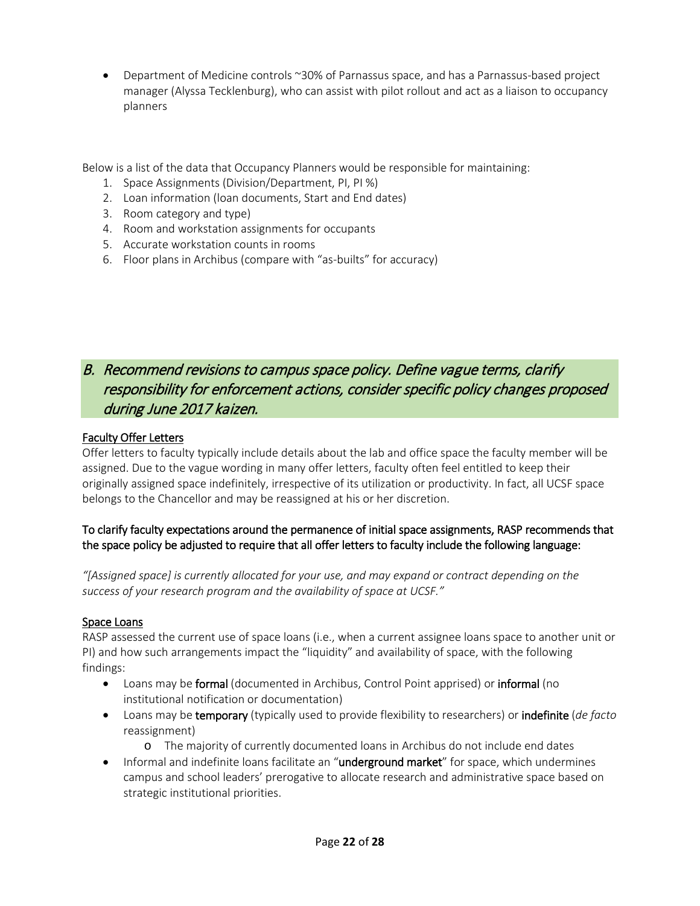- Department of Medicine controls ~30% of Parnassus space, and has a Parnassus-based project manager (Alyssa Tecklenburg), who can assist with pilot rollout and act as a liaison to occupancy planners

Below is a list of the data that Occupancy Planners would be responsible for maintaining:

1. Space Assignments (Division/Department, PI, PI %)
2. Loan information (loan documents, Start and End dates)
3. Room category and type)
4. Room and workstation assignments for occupants
5. Accurate workstation counts in rooms
6. Floor plans in Archibus (compare with "as-builts" for accuracy)

## *B. Recommend revisions to campus space policy. Define vague terms, clarify responsibility for enforcement actions, consider specific policy changes proposed during June 2017 kaizen.*

### Faculty Offer Letters

Offer letters to faculty typically include details about the lab and office space the faculty member will be assigned. Due to the vague wording in many offer letters, faculty often feel entitled to keep their originally assigned space indefinitely, irrespective of its utilization or productivity. In fact, all UCSF space belongs to the Chancellor and may be reassigned at his or her discretion.

**To clarify faculty expectations around the permanence of initial space assignments, RASP recommends that the space policy be adjusted to require that all offer letters to faculty include the following language:**

*"[Assigned space] is currently allocated for your use, and may expand or contract depending on the success of your research program and the availability of space at UCSF."*

### Space Loans

RASP assessed the current use of space loans (i.e., when a current assignee loans space to another unit or PI) and how such arrangements impact the "liquidity" and availability of space, with the following findings:

- Loans may be **formal** (documented in Archibus, Control Point apprised) or **informal** (no institutional notification or documentation)
- Loans may be **temporary** (typically used to provide flexibility to researchers) or **indefinite** (*de facto* reassignment)
  - The majority of currently documented loans in Archibus do not include end dates
- Informal and indefinite loans facilitate an "**underground market**" for space, which undermines campus and school leaders' prerogative to allocate research and administrative space based on strategic institutional priorities.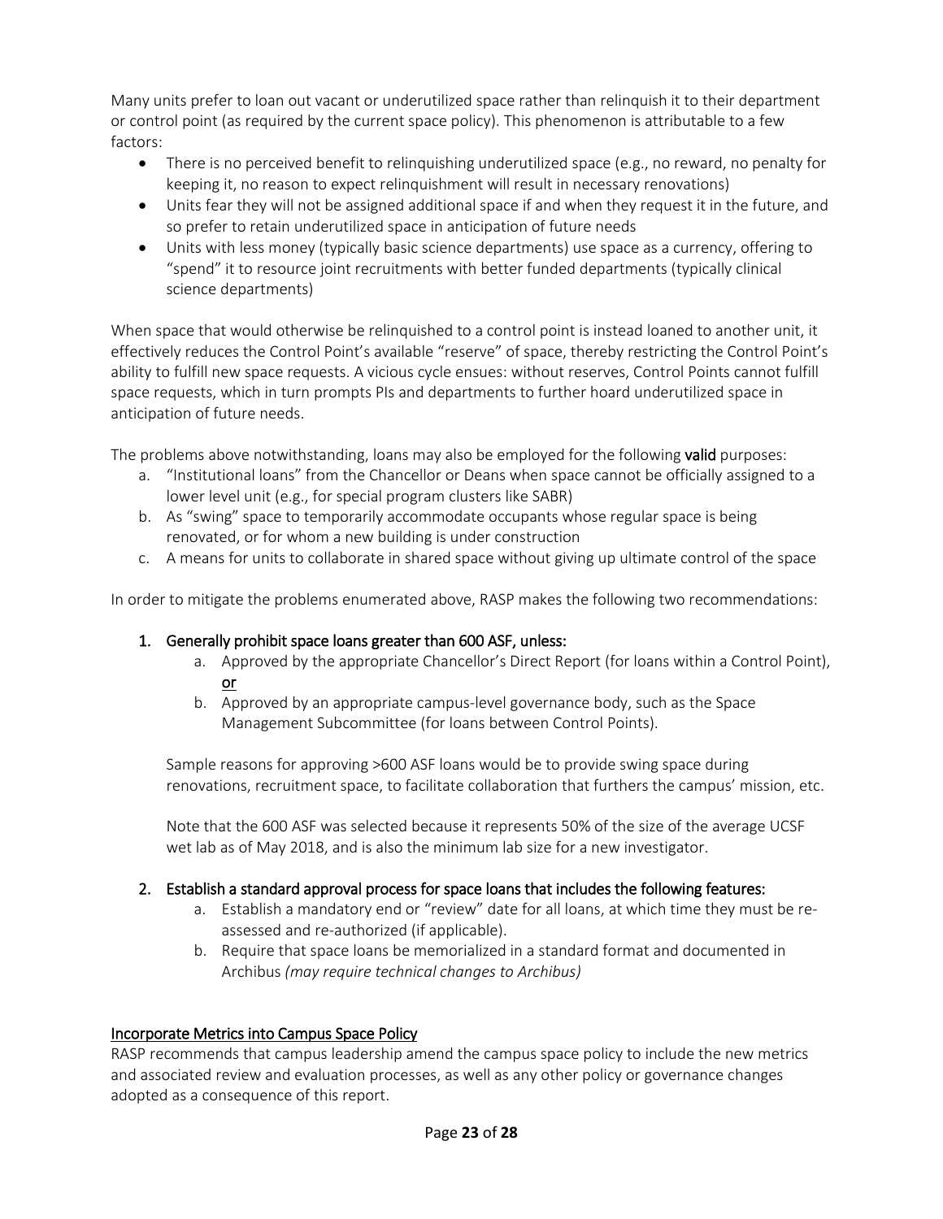Many units prefer to loan out vacant or underutilized space rather than relinquish it to their department or control point (as required by the current space policy). This phenomenon is attributable to a few factors:

- There is no perceived benefit to relinquishing underutilized space (e.g., no reward, no penalty for keeping it, no reason to expect relinquishment will result in necessary renovations)
- Units fear they will not be assigned additional space if and when they request it in the future, and so prefer to retain underutilized space in anticipation of future needs
- Units with less money (typically basic science departments) use space as a currency, offering to "spend" it to resource joint recruitments with better funded departments (typically clinical science departments)

When space that would otherwise be relinquished to a control point is instead loaned to another unit, it effectively reduces the Control Point's available "reserve" of space, thereby restricting the Control Point's ability to fulfill new space requests. A vicious cycle ensues: without reserves, Control Points cannot fulfill space requests, which in turn prompts PIs and departments to further hoard underutilized space in anticipation of future needs.

The problems above notwithstanding, loans may also be employed for the following **valid** purposes:

a. "Institutional loans" from the Chancellor or Deans when space cannot be officially assigned to a lower level unit (e.g., for special program clusters like SABR)
b. As "swing" space to temporarily accommodate occupants whose regular space is being renovated, or for whom a new building is under construction
c. A means for units to collaborate in shared space without giving up ultimate control of the space

In order to mitigate the problems enumerated above, RASP makes the following two recommendations:

1. Generally prohibit space loans greater than 600 ASF, unless:
    a. Approved by the appropriate Chancellor's Direct Report (for loans within a Control Point), or
    b. Approved by an appropriate campus-level governance body, such as the Space Management Subcommittee (for loans between Control Points).

    Sample reasons for approving >600 ASF loans would be to provide swing space during renovations, recruitment space, to facilitate collaboration that furthers the campus' mission, etc.

    Note that the 600 ASF was selected because it represents 50% of the size of the average UCSF wet lab as of May 2018, and is also the minimum lab size for a new investigator.

2. Establish a standard approval process for space loans that includes the following features:
    a. Establish a mandatory end or "review" date for all loans, at which time they must be re-assessed and re-authorized (if applicable).
    b. Require that space loans be memorialized in a standard format and documented in Archibus *(may require technical changes to Archibus)*

## Incorporate Metrics into Campus Space Policy

RASP recommends that campus leadership amend the campus space policy to include the new metrics and associated review and evaluation processes, as well as any other policy or governance changes adopted as a consequence of this report.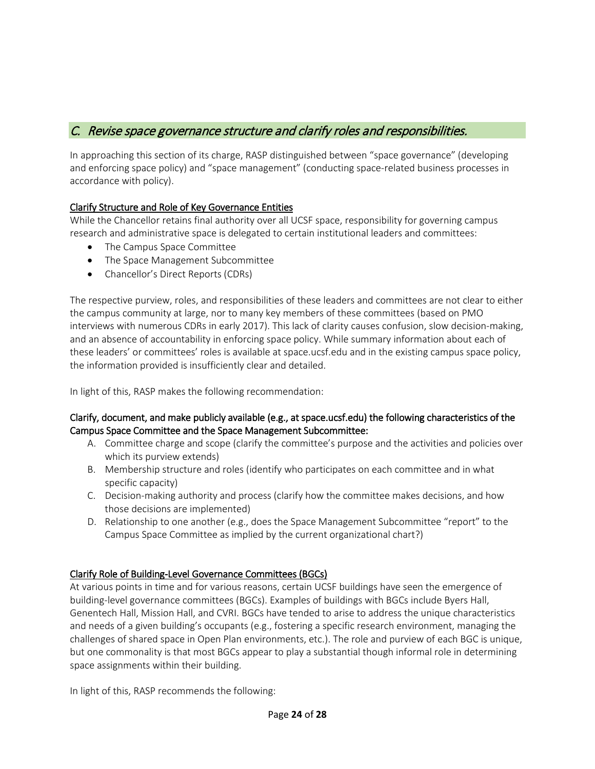## *C. Revise space governance structure and clarify roles and responsibilities.*

In approaching this section of its charge, RASP distinguished between "space governance" (developing and enforcing space policy) and "space management" (conducting space-related business processes in accordance with policy).

### Clarify Structure and Role of Key Governance Entities

While the Chancellor retains final authority over all UCSF space, responsibility for governing campus research and administrative space is delegated to certain institutional leaders and committees:

- The Campus Space Committee
- The Space Management Subcommittee
- Chancellor's Direct Reports (CDRs)

The respective purview, roles, and responsibilities of these leaders and committees are not clear to either the campus community at large, nor to many key members of these committees (based on PMO interviews with numerous CDRs in early 2017). This lack of clarity causes confusion, slow decision-making, and an absence of accountability in enforcing space policy. While summary information about each of these leaders' or committees' roles is available at space.ucsf.edu and in the existing campus space policy, the information provided is insufficiently clear and detailed.

In light of this, RASP makes the following recommendation:

**Clarify, document, and make publicly available (e.g., at space.ucsf.edu) the following characteristics of the Campus Space Committee and the Space Management Subcommittee:**

A. Committee charge and scope (clarify the committee's purpose and the activities and policies over which its purview extends)
B. Membership structure and roles (identify who participates on each committee and in what specific capacity)
C. Decision-making authority and process (clarify how the committee makes decisions, and how those decisions are implemented)
D. Relationship to one another (e.g., does the Space Management Subcommittee "report" to the Campus Space Committee as implied by the current organizational chart?)

### Clarify Role of Building-Level Governance Committees (BGCs)

At various points in time and for various reasons, certain UCSF buildings have seen the emergence of building-level governance committees (BGCs). Examples of buildings with BGCs include Byers Hall, Genentech Hall, Mission Hall, and CVRI. BGCs have tended to arise to address the unique characteristics and needs of a given building's occupants (e.g., fostering a specific research environment, managing the challenges of shared space in Open Plan environments, etc.). The role and purview of each BGC is unique, but one commonality is that most BGCs appear to play a substantial though informal role in determining space assignments within their building.

In light of this, RASP recommends the following: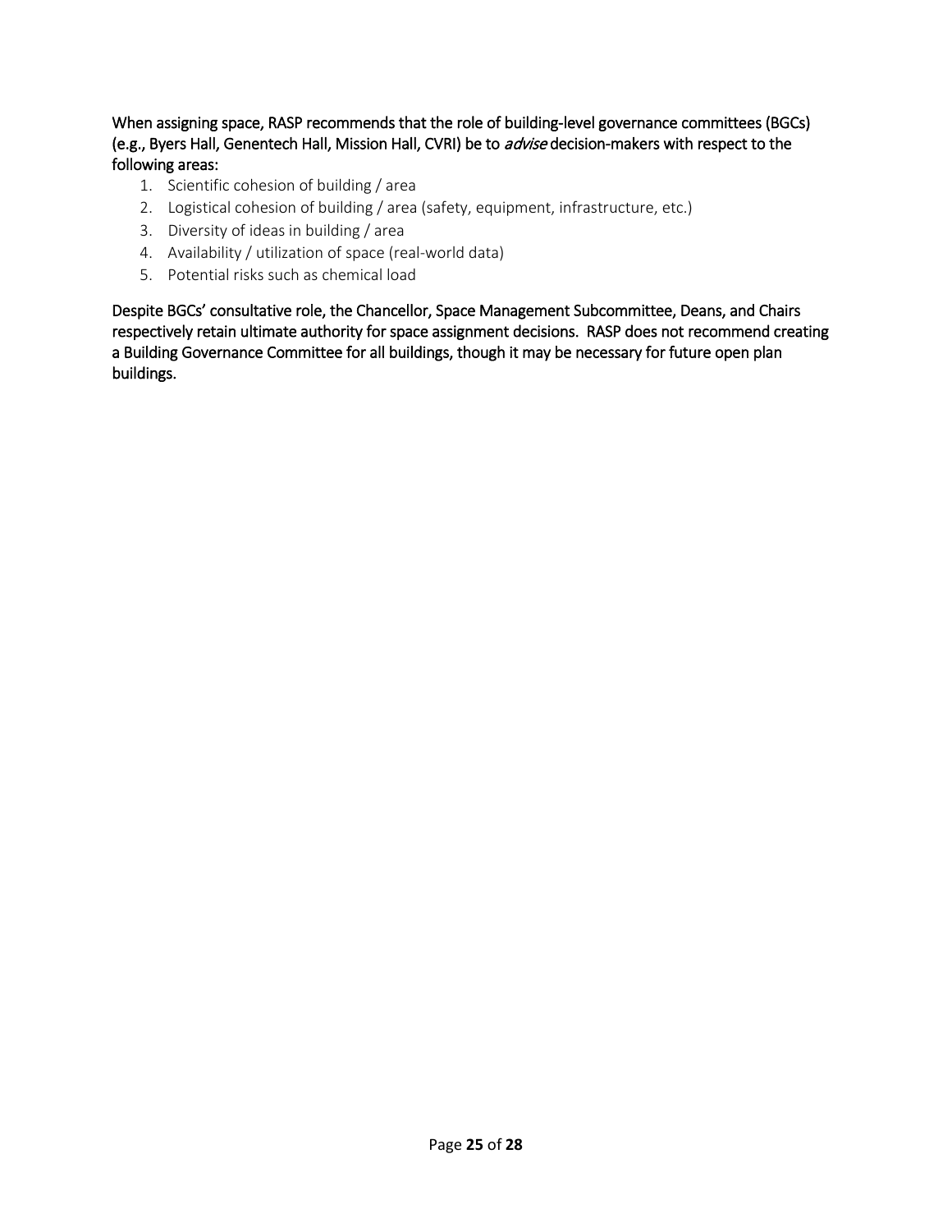When assigning space, RASP recommends that the role of building-level governance committees (BGCs) (e.g., Byers Hall, Genentech Hall, Mission Hall, CVRI) be to *advise* decision-makers with respect to the following areas:

1. Scientific cohesion of building / area
2. Logistical cohesion of building / area (safety, equipment, infrastructure, etc.)
3. Diversity of ideas in building / area
4. Availability / utilization of space (real-world data)
5. Potential risks such as chemical load

Despite BGCs' consultative role, the Chancellor, Space Management Subcommittee, Deans, and Chairs respectively retain ultimate authority for space assignment decisions. RASP does not recommend creating a Building Governance Committee for all buildings, though it may be necessary for future open plan buildings.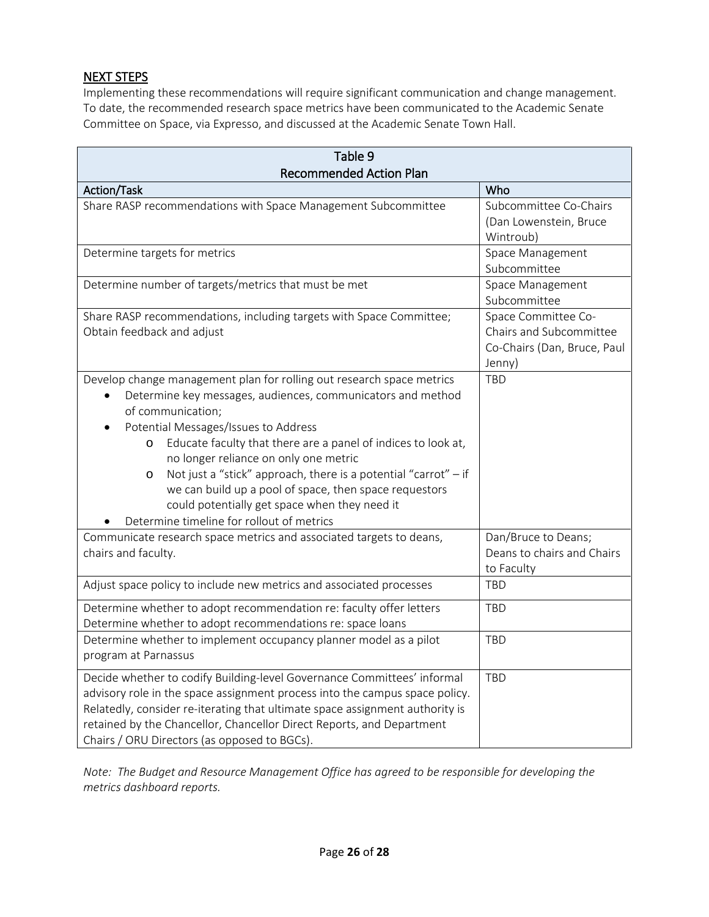## NEXT STEPS

Implementing these recommendations will require significant communication and change management. To date, the recommended research space metrics have been communicated to the Academic Senate Committee on Space, via Expresso, and discussed at the Academic Senate Town Hall.

**Table 9**
**Recommended Action Plan**

| Action/Task | Who |
|---|---|
| Share RASP recommendations with Space Management Subcommittee | Subcommittee Co-Chairs (Dan Lowenstein, Bruce Wintroub) |
| Determine targets for metrics | Space Management Subcommittee |
| Determine number of targets/metrics that must be met | Space Management Subcommittee |
| Share RASP recommendations, including targets with Space Committee; Obtain feedback and adjust | Space Committee Co-Chairs and Subcommittee Co-Chairs (Dan, Bruce, Paul Jenny) |
| Develop change management plan for rolling out research space metrics<br>• Determine key messages, audiences, communicators and method of communication;<br>• Potential Messages/Issues to Address<br>  o Educate faculty that there are a panel of indices to look at, no longer reliance on only one metric<br>  o Not just a "stick" approach, there is a potential "carrot" – if we can build up a pool of space, then space requestors could potentially get space when they need it<br>• Determine timeline for rollout of metrics | TBD |
| Communicate research space metrics and associated targets to deans, chairs and faculty. | Dan/Bruce to Deans; Deans to chairs and Chairs to Faculty |
| Adjust space policy to include new metrics and associated processes | TBD |
| Determine whether to adopt recommendation re: faculty offer letters<br>Determine whether to adopt recommendations re: space loans | TBD |
| Determine whether to implement occupancy planner model as a pilot program at Parnassus | TBD |
| Decide whether to codify Building-level Governance Committees' informal advisory role in the space assignment process into the campus space policy. Relatedly, consider re-iterating that ultimate space assignment authority is retained by the Chancellor, Chancellor Direct Reports, and Department Chairs / ORU Directors (as opposed to BGCs). | TBD |

*Note: The Budget and Resource Management Office has agreed to be responsible for developing the metrics dashboard reports.*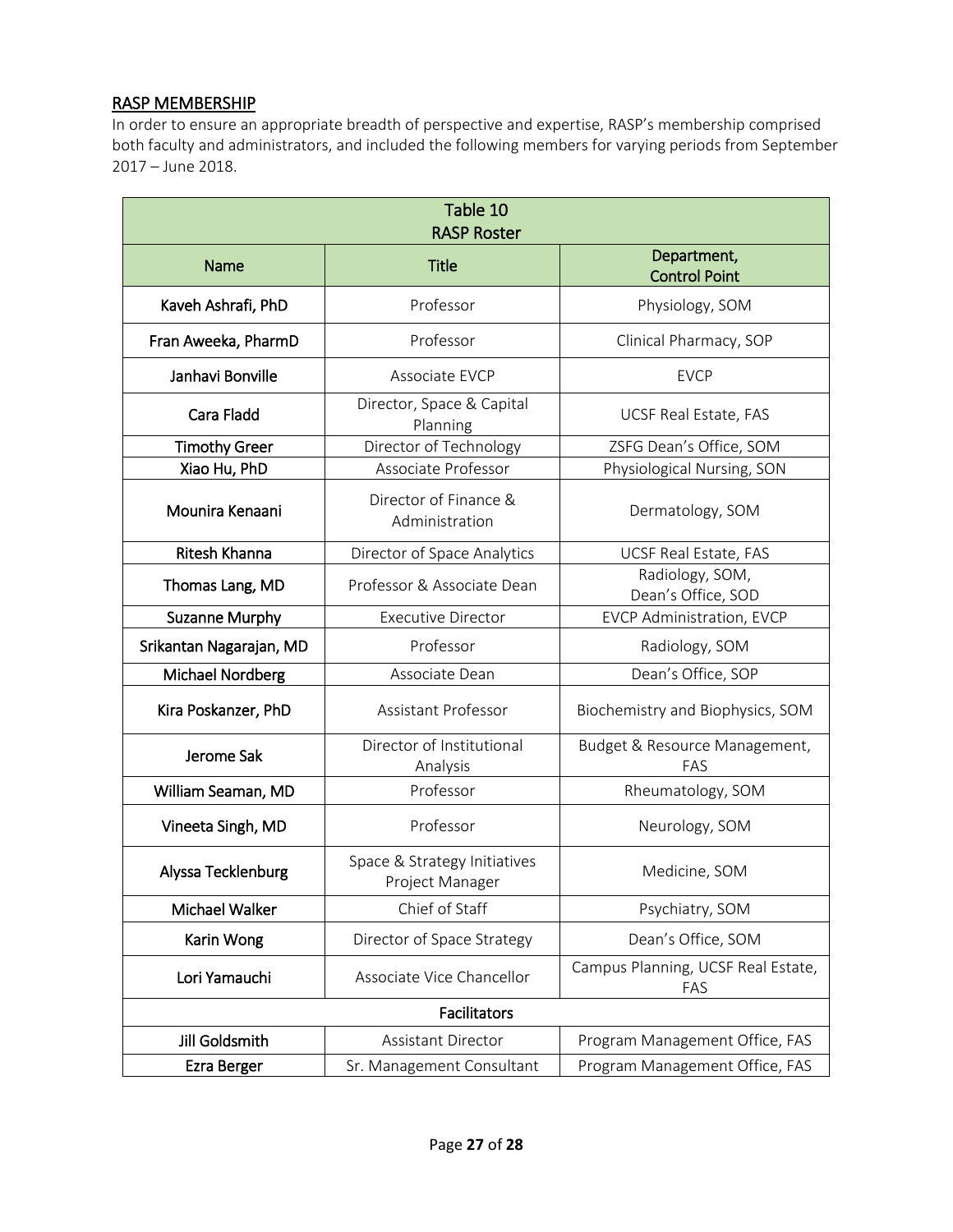## RASP MEMBERSHIP

In order to ensure an appropriate breadth of perspective and expertise, RASP's membership comprised both faculty and administrators, and included the following members for varying periods from September 2017 – June 2018.

**Table 10**
**RASP Roster**

| Name | Title | Department, Control Point |
|---|---|---|
| Kaveh Ashrafi, PhD | Professor | Physiology, SOM |
| Fran Aweeka, PharmD | Professor | Clinical Pharmacy, SOP |
| Janhavi Bonville | Associate EVCP | EVCP |
| Cara Fladd | Director, Space & Capital Planning | UCSF Real Estate, FAS |
| Timothy Greer | Director of Technology | ZSFG Dean's Office, SOM |
| Xiao Hu, PhD | Associate Professor | Physiological Nursing, SON |
| Mounira Kenaani | Director of Finance & Administration | Dermatology, SOM |
| Ritesh Khanna | Director of Space Analytics | UCSF Real Estate, FAS |
| Thomas Lang, MD | Professor & Associate Dean | Radiology, SOM, Dean's Office, SOD |
| Suzanne Murphy | Executive Director | EVCP Administration, EVCP |
| Srikantan Nagarajan, MD | Professor | Radiology, SOM |
| Michael Nordberg | Associate Dean | Dean's Office, SOP |
| Kira Poskanzer, PhD | Assistant Professor | Biochemistry and Biophysics, SOM |
| Jerome Sak | Director of Institutional Analysis | Budget & Resource Management, FAS |
| William Seaman, MD | Professor | Rheumatology, SOM |
| Vineeta Singh, MD | Professor | Neurology, SOM |
| Alyssa Tecklenburg | Space & Strategy Initiatives Project Manager | Medicine, SOM |
| Michael Walker | Chief of Staff | Psychiatry, SOM |
| Karin Wong | Director of Space Strategy | Dean's Office, SOM |
| Lori Yamauchi | Associate Vice Chancellor | Campus Planning, UCSF Real Estate, FAS |
| **Facilitators** | | |
| Jill Goldsmith | Assistant Director | Program Management Office, FAS |
| Ezra Berger | Sr. Management Consultant | Program Management Office, FAS |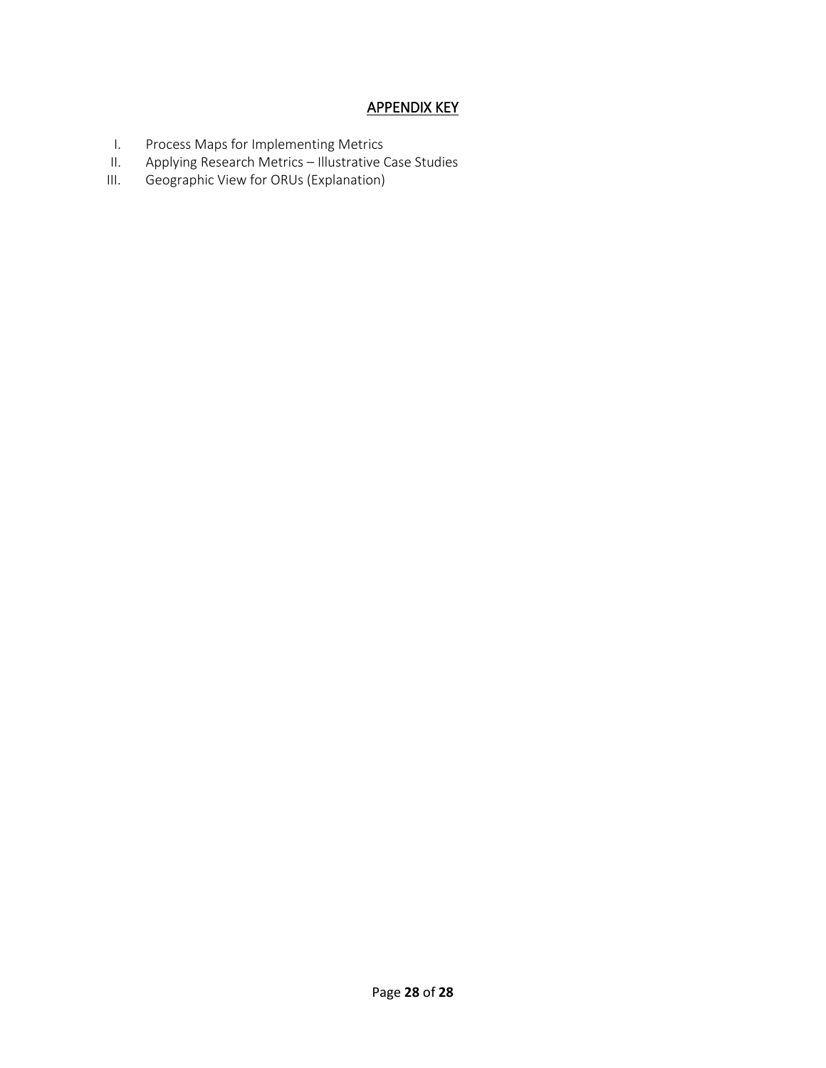# APPENDIX KEY

I. Process Maps for Implementing Metrics
II. Applying Research Metrics – Illustrative Case Studies
III. Geographic View for ORUs (Explanation)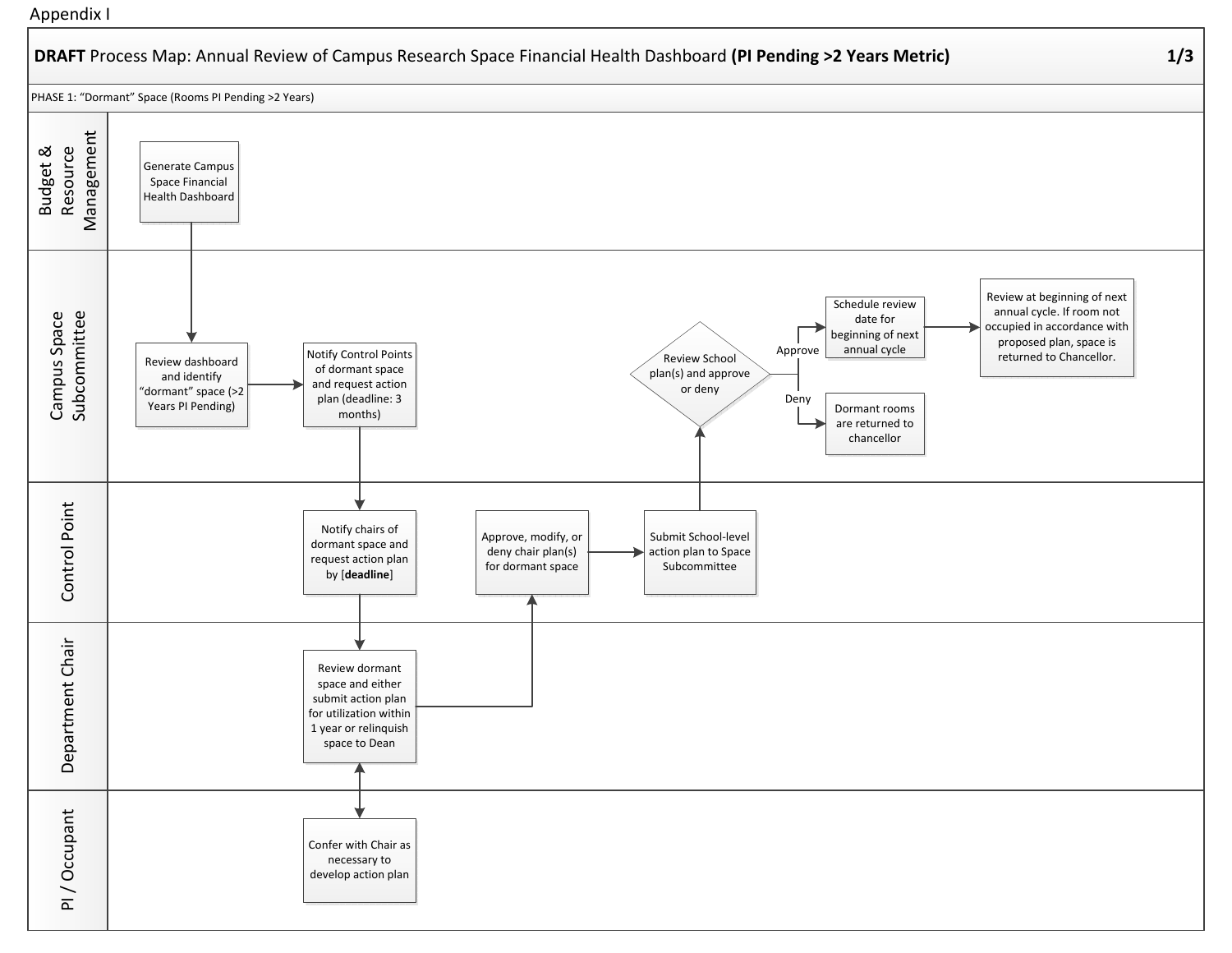Appendix I

# **DRAFT** Process Map: Annual Review of Campus Research Space Financial Health Dashboard **(PI Pending >2 Years Metric)**

PHASE 1: "Dormant" Space (Rooms PI Pending >2 Years)

### Budget & Resource Management

- Generate Campus Space Financial Health Dashboard

### Campus Space Subcommittee

- Review dashboard and identify "dormant" space (>2 Years PI Pending)
- Notify Control Points of dormant space and request action plan (deadline: 3 months)
- Review School plan(s) and approve or deny
  - Approve → Schedule review date for beginning of next annual cycle → Review at beginning of next annual cycle. If room not occupied in accordance with proposed plan, space is returned to Chancellor.
  - Deny → Dormant rooms are returned to chancellor

### Control Point

- Notify chairs of dormant space and request action plan by [**deadline**]
- Approve, modify, or deny chair plan(s) for dormant space
- Submit School-level action plan to Space Subcommittee

### Department Chair

- Review dormant space and either submit action plan for utilization within 1 year or relinquish space to Dean

### PI / Occupant

- Confer with Chair as necessary to develop action plan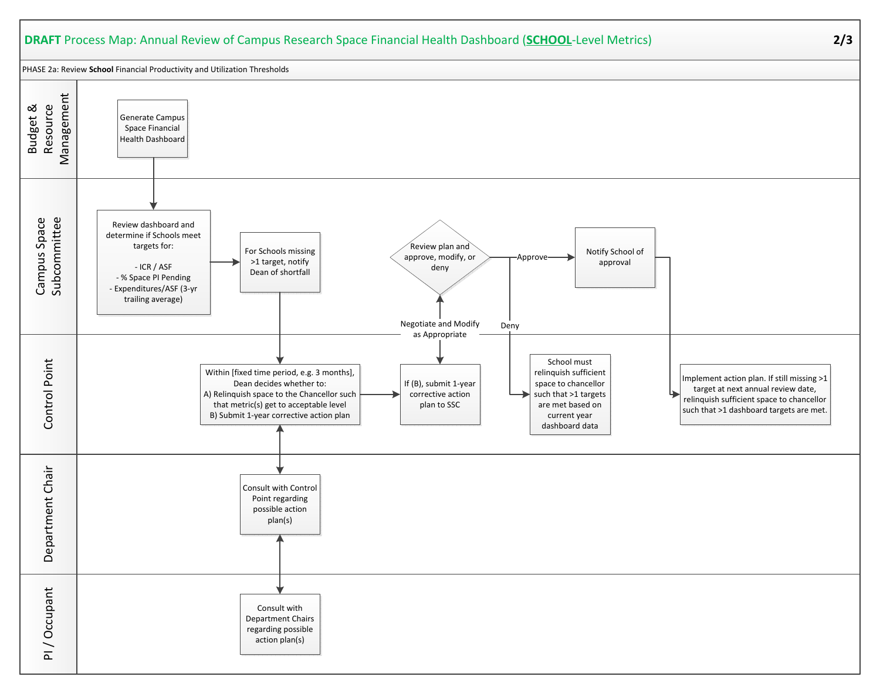# **DRAFT** Process Map: Annual Review of Campus Research Space Financial Health Dashboard (**SCHOOL**-Level Metrics)

PHASE 2a: Review **School** Financial Productivity and Utilization Thresholds

## Budget & Resource Management

- Generate Campus Space Financial Health Dashboard

## Campus Space Subcommittee

- Review dashboard and determine if Schools meet targets for:
  - ICR / ASF
  - % Space PI Pending
  - Expenditures/ASF (3-yr trailing average)
- For Schools missing >1 target, notify Dean of shortfall
- Review plan and approve, modify, or deny
  - Approve → Notify School of approval
  - Deny → School must relinquish sufficient space to chancellor such that >1 targets are met based on current year dashboard data
- Negotiate and Modify as Appropriate

## Control Point

- Within [fixed time period, e.g. 3 months], Dean decides whether to:
  A) Relinquish space to the Chancellor such that metric(s) get to acceptable level
  B) Submit 1-year corrective action plan
- If (B), submit 1-year corrective action plan to SSC
- School must relinquish sufficient space to chancellor such that >1 targets are met based on current year dashboard data
- Implement action plan. If still missing >1 target at next annual review date, relinquish sufficient space to chancellor such that >1 dashboard targets are met.

## Department Chair

- Consult with Control Point regarding possible action plan(s)

## PI / Occupant

- Consult with Department Chairs regarding possible action plan(s)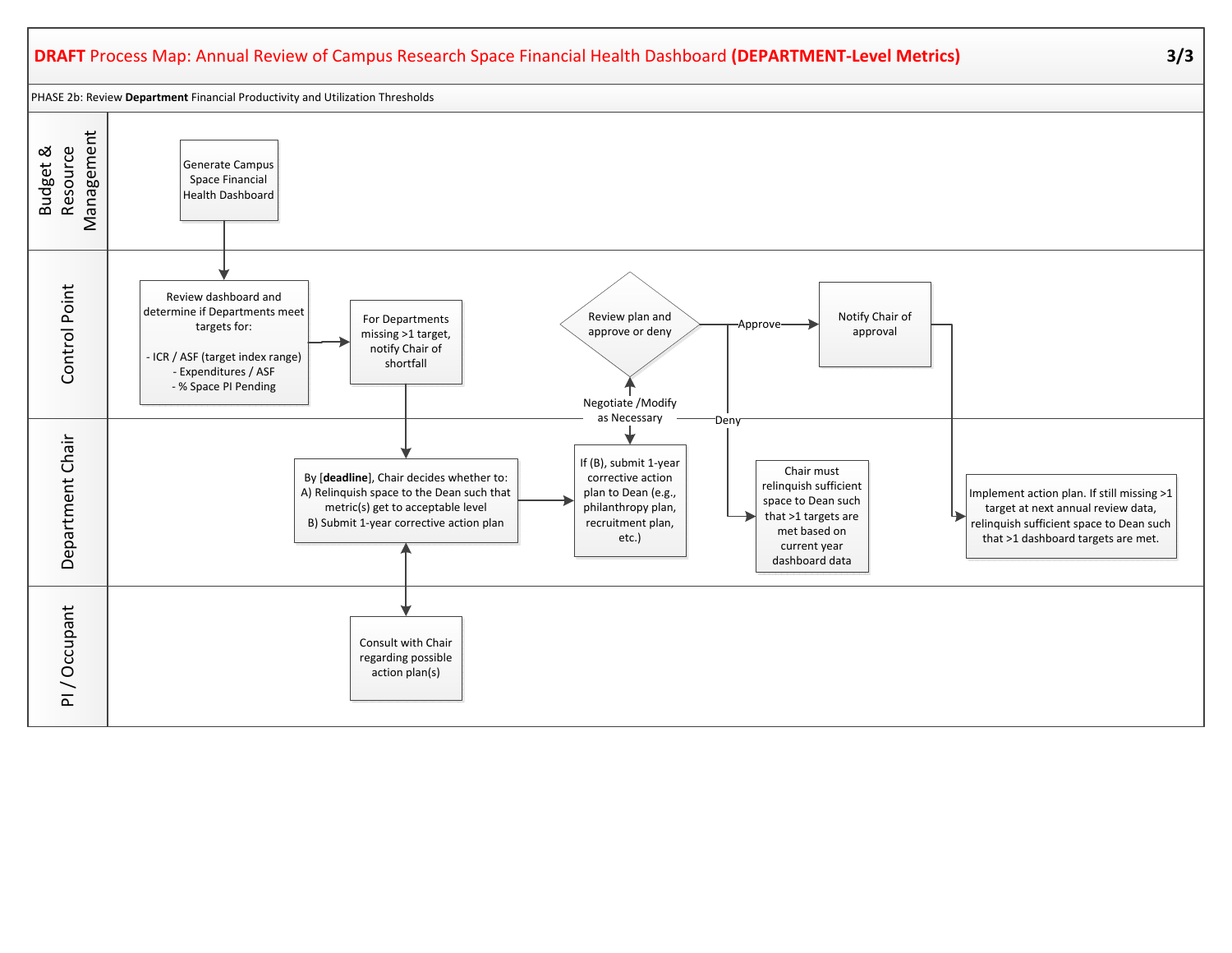# DRAFT Process Map: Annual Review of Campus Research Space Financial Health Dashboard (DEPARTMENT-Level Metrics)

PHASE 2b: Review **Department** Financial Productivity and Utilization Thresholds

## Budget & Resource Management

- Generate Campus Space Financial Health Dashboard

## Control Point

- Review dashboard and determine if Departments meet targets for:
  - ICR / ASF (target index range)
  - Expenditures / ASF
  - % Space PI Pending
- For Departments missing >1 target, notify Chair of shortfall
- Review plan and approve or deny
  - Approve → Notify Chair of approval
  - Deny → Chair must relinquish sufficient space to Dean such that >1 targets are met based on current year dashboard data
- Negotiate /Modify as Necessary

## Department Chair

- By **[deadline]**, Chair decides whether to:
  A) Relinquish space to the Dean such that metric(s) get to acceptable level
  B) Submit 1-year corrective action plan
- If (B), submit 1-year corrective action plan to Dean (e.g., philanthropy plan, recruitment plan, etc.)
- Chair must relinquish sufficient space to Dean such that >1 targets are met based on current year dashboard data
- Implement action plan. If still missing >1 target at next annual review data, relinquish sufficient space to Dean such that >1 dashboard targets are met.

## PI / Occupant

- Consult with Chair regarding possible action plan(s)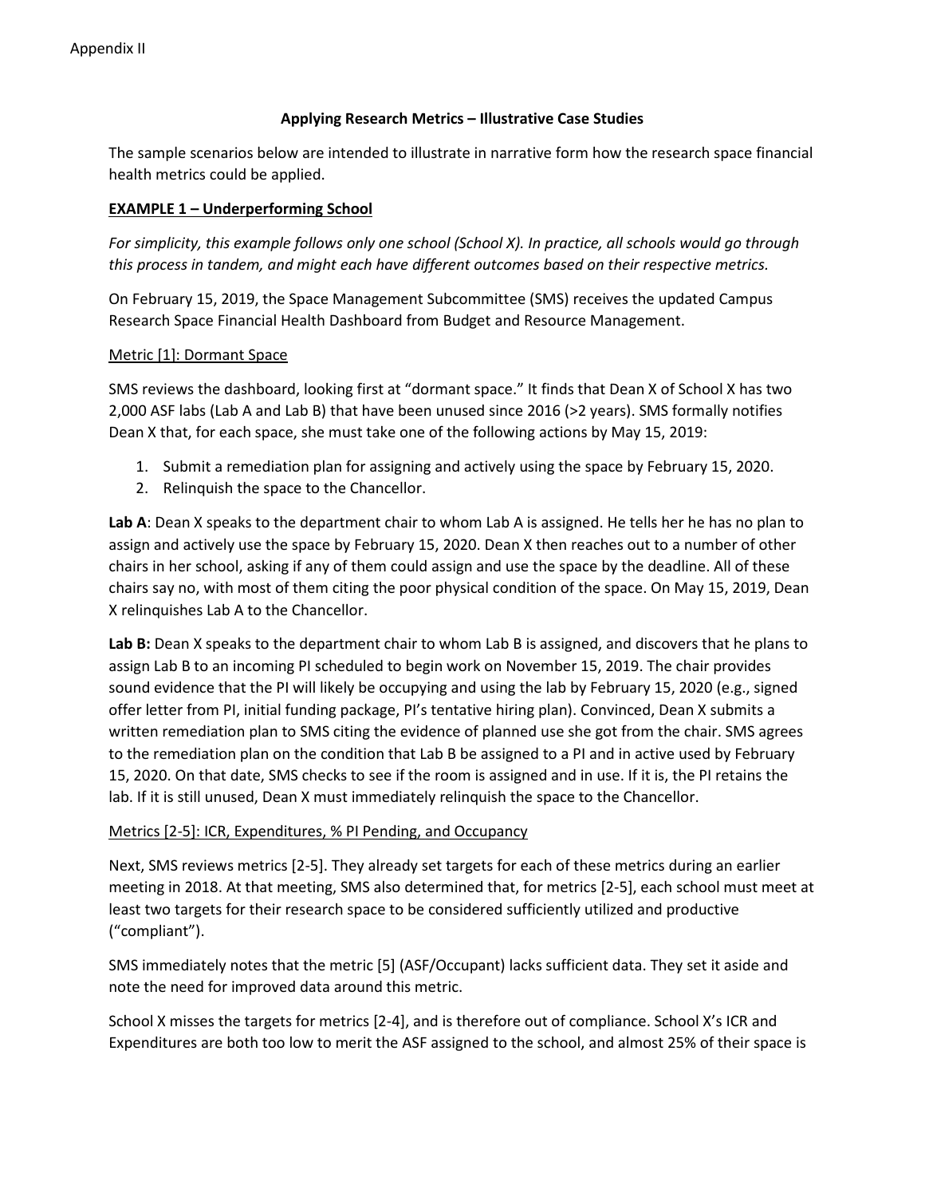Appendix II

### Applying Research Metrics – Illustrative Case Studies

The sample scenarios below are intended to illustrate in narrative form how the research space financial health metrics could be applied.

#### EXAMPLE 1 – Underperforming School

*For simplicity, this example follows only one school (School X). In practice, all schools would go through this process in tandem, and might each have different outcomes based on their respective metrics.*

On February 15, 2019, the Space Management Subcommittee (SMS) receives the updated Campus Research Space Financial Health Dashboard from Budget and Resource Management.

Metric [1]: Dormant Space

SMS reviews the dashboard, looking first at "dormant space." It finds that Dean X of School X has two 2,000 ASF labs (Lab A and Lab B) that have been unused since 2016 (>2 years). SMS formally notifies Dean X that, for each space, she must take one of the following actions by May 15, 2019:

1. Submit a remediation plan for assigning and actively using the space by February 15, 2020.
2. Relinquish the space to the Chancellor.

**Lab A**: Dean X speaks to the department chair to whom Lab A is assigned. He tells her he has no plan to assign and actively use the space by February 15, 2020. Dean X then reaches out to a number of other chairs in her school, asking if any of them could assign and use the space by the deadline. All of these chairs say no, with most of them citing the poor physical condition of the space. On May 15, 2019, Dean X relinquishes Lab A to the Chancellor.

**Lab B:** Dean X speaks to the department chair to whom Lab B is assigned, and discovers that he plans to assign Lab B to an incoming PI scheduled to begin work on November 15, 2019. The chair provides sound evidence that the PI will likely be occupying and using the lab by February 15, 2020 (e.g., signed offer letter from PI, initial funding package, PI's tentative hiring plan). Convinced, Dean X submits a written remediation plan to SMS citing the evidence of planned use she got from the chair. SMS agrees to the remediation plan on the condition that Lab B be assigned to a PI and in active used by February 15, 2020. On that date, SMS checks to see if the room is assigned and in use. If it is, the PI retains the lab. If it is still unused, Dean X must immediately relinquish the space to the Chancellor.

Metrics [2-5]: ICR, Expenditures, % PI Pending, and Occupancy

Next, SMS reviews metrics [2-5]. They already set targets for each of these metrics during an earlier meeting in 2018. At that meeting, SMS also determined that, for metrics [2-5], each school must meet at least two targets for their research space to be considered sufficiently utilized and productive ("compliant").

SMS immediately notes that the metric [5] (ASF/Occupant) lacks sufficient data. They set it aside and note the need for improved data around this metric.

School X misses the targets for metrics [2-4], and is therefore out of compliance. School X's ICR and Expenditures are both too low to merit the ASF assigned to the school, and almost 25% of their space is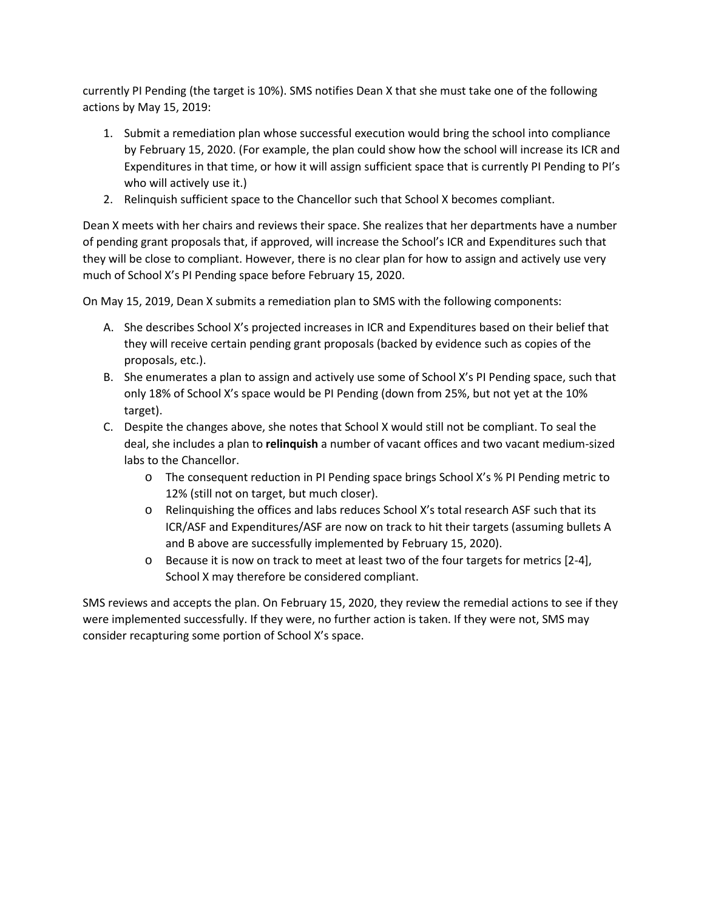currently PI Pending (the target is 10%). SMS notifies Dean X that she must take one of the following actions by May 15, 2019:

1. Submit a remediation plan whose successful execution would bring the school into compliance by February 15, 2020. (For example, the plan could show how the school will increase its ICR and Expenditures in that time, or how it will assign sufficient space that is currently PI Pending to PI's who will actively use it.)
2. Relinquish sufficient space to the Chancellor such that School X becomes compliant.

Dean X meets with her chairs and reviews their space. She realizes that her departments have a number of pending grant proposals that, if approved, will increase the School's ICR and Expenditures such that they will be close to compliant. However, there is no clear plan for how to assign and actively use very much of School X's PI Pending space before February 15, 2020.

On May 15, 2019, Dean X submits a remediation plan to SMS with the following components:

A. She describes School X's projected increases in ICR and Expenditures based on their belief that they will receive certain pending grant proposals (backed by evidence such as copies of the proposals, etc.).
B. She enumerates a plan to assign and actively use some of School X's PI Pending space, such that only 18% of School X's space would be PI Pending (down from 25%, but not yet at the 10% target).
C. Despite the changes above, she notes that School X would still not be compliant. To seal the deal, she includes a plan to **relinquish** a number of vacant offices and two vacant medium-sized labs to the Chancellor.
    - The consequent reduction in PI Pending space brings School X's % PI Pending metric to 12% (still not on target, but much closer).
    - Relinquishing the offices and labs reduces School X's total research ASF such that its ICR/ASF and Expenditures/ASF are now on track to hit their targets (assuming bullets A and B above are successfully implemented by February 15, 2020).
    - Because it is now on track to meet at least two of the four targets for metrics [2-4], School X may therefore be considered compliant.

SMS reviews and accepts the plan. On February 15, 2020, they review the remedial actions to see if they were implemented successfully. If they were, no further action is taken. If they were not, SMS may consider recapturing some portion of School X's space.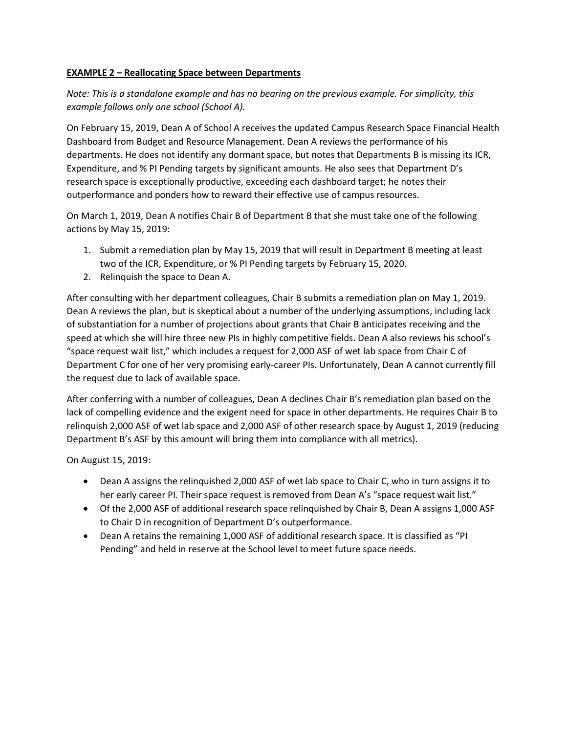**EXAMPLE 2 – Reallocating Space between Departments**

*Note: This is a standalone example and has no bearing on the previous example. For simplicity, this example follows only one school (School A).*

On February 15, 2019, Dean A of School A receives the updated Campus Research Space Financial Health Dashboard from Budget and Resource Management. Dean A reviews the performance of his departments. He does not identify any dormant space, but notes that Departments B is missing its ICR, Expenditure, and % PI Pending targets by significant amounts. He also sees that Department D's research space is exceptionally productive, exceeding each dashboard target; he notes their outperformance and ponders how to reward their effective use of campus resources.

On March 1, 2019, Dean A notifies Chair B of Department B that she must take one of the following actions by May 15, 2019:

1. Submit a remediation plan by May 15, 2019 that will result in Department B meeting at least two of the ICR, Expenditure, or % PI Pending targets by February 15, 2020.
2. Relinquish the space to Dean A.

After consulting with her department colleagues, Chair B submits a remediation plan on May 1, 2019. Dean A reviews the plan, but is skeptical about a number of the underlying assumptions, including lack of substantiation for a number of projections about grants that Chair B anticipates receiving and the speed at which she will hire three new PIs in highly competitive fields. Dean A also reviews his school's "space request wait list," which includes a request for 2,000 ASF of wet lab space from Chair C of Department C for one of her very promising early-career PIs. Unfortunately, Dean A cannot currently fill the request due to lack of available space.

After conferring with a number of colleagues, Dean A declines Chair B's remediation plan based on the lack of compelling evidence and the exigent need for space in other departments. He requires Chair B to relinquish 2,000 ASF of wet lab space and 2,000 ASF of other research space by August 1, 2019 (reducing Department B's ASF by this amount will bring them into compliance with all metrics).

On August 15, 2019:

- Dean A assigns the relinquished 2,000 ASF of wet lab space to Chair C, who in turn assigns it to her early career PI. Their space request is removed from Dean A's "space request wait list."
- Of the 2,000 ASF of additional research space relinquished by Chair B, Dean A assigns 1,000 ASF to Chair D in recognition of Department D's outperformance.
- Dean A retains the remaining 1,000 ASF of additional research space. It is classified as "PI Pending" and held in reserve at the School level to meet future space needs.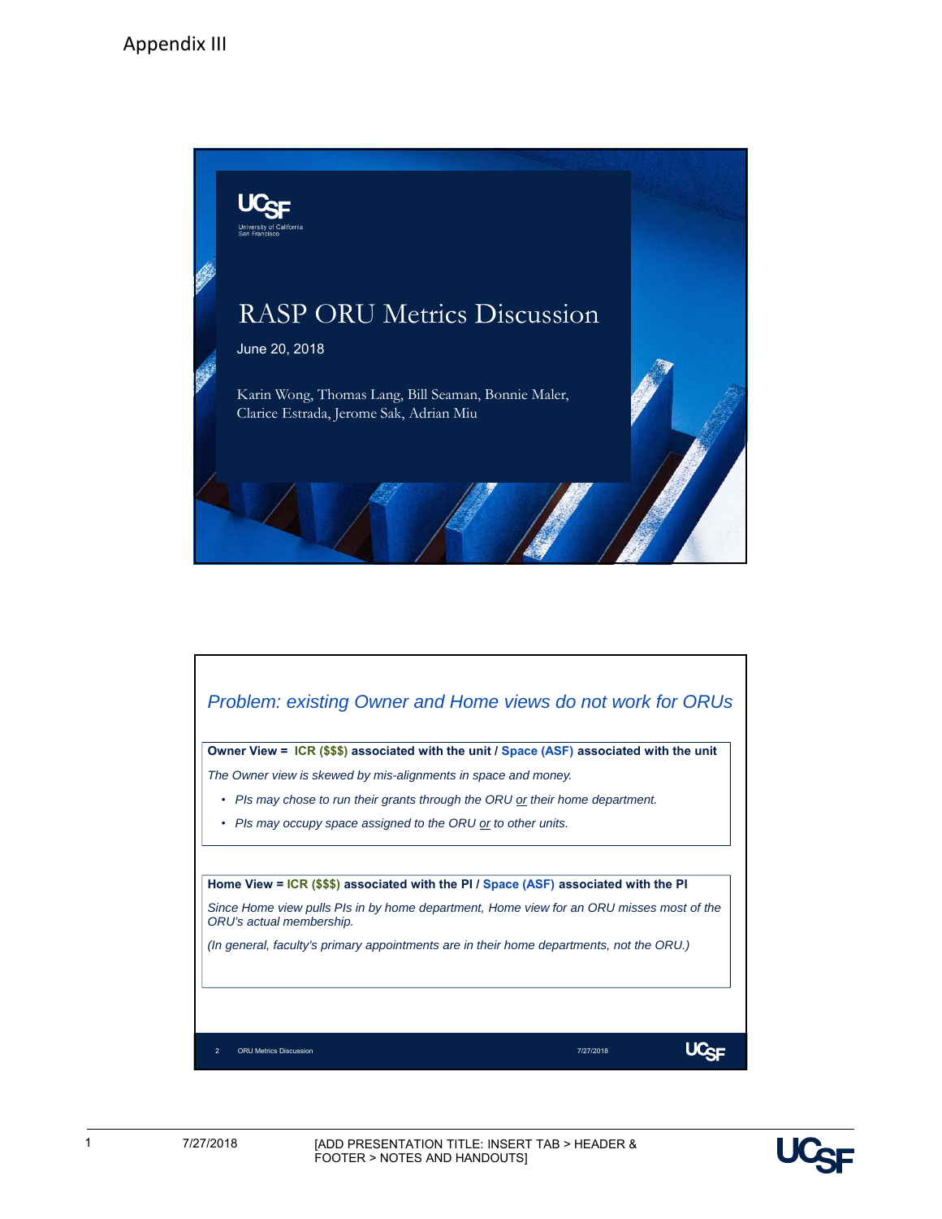Appendix III

# RASP ORU Metrics Discussion

June 20, 2018

Karin Wong, Thomas Lang, Bill Seaman, Bonnie Maler, Clarice Estrada, Jerome Sak, Adrian Miu

## *Problem: existing Owner and Home views do not work for ORUs*

**Owner View = ICR ($$$) associated with the unit / Space (ASF) associated with the unit**

*The Owner view is skewed by mis-alignments in space and money.*

- *PIs may chose to run their grants through the ORU or their home department.*
- *PIs may occupy space assigned to the ORU or to other units.*

**Home View = ICR ($$$) associated with the PI / Space (ASF) associated with the PI**

*Since Home view pulls PIs in by home department, Home view for an ORU misses most of the ORU's actual membership.*

*(In general, faculty's primary appointments are in their home departments, not the ORU.)*

2 ORU Metrics Discussion 7/27/2018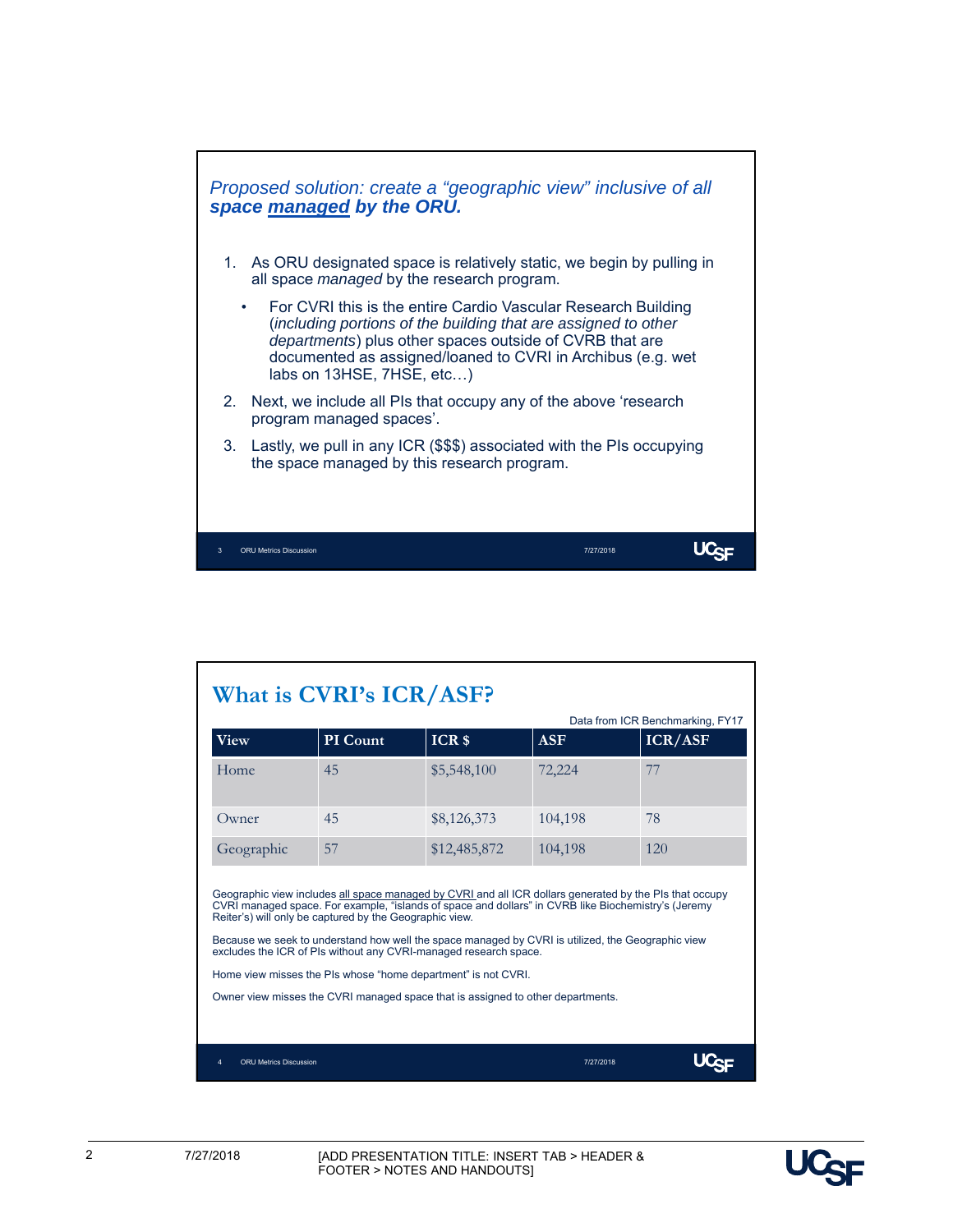## *Proposed solution: create a “geographic view” inclusive of all **space <u>managed</u> by the ORU.***

1. As ORU designated space is relatively static, we begin by pulling in all space *managed* by the research program.
   - For CVRI this is the entire Cardio Vascular Research Building (*including portions of the building that are assigned to other departments*) plus other spaces outside of CVRB that are documented as assigned/loaned to CVRI in Archibus (e.g. wet labs on 13HSE, 7HSE, etc…)
2. Next, we include all PIs that occupy any of the above ‘research program managed spaces’.
3. Lastly, we pull in any ICR ($$$) associated with the PIs occupying the space managed by this research program.

## What is CVRI’s ICR/ASF?

Data from ICR Benchmarking, FY17

| View | PI Count | ICR $ | ASF | ICR/ASF |
|---|---|---|---|---|
| Home | 45 | $5,548,100 | 72,224 | 77 |
| Owner | 45 | $8,126,373 | 104,198 | 78 |
| Geographic | 57 | $12,485,872 | 104,198 | 120 |

Geographic view includes <u>all space managed by CVRI</u> and all ICR dollars generated by the PIs that occupy CVRI managed space. For example, “islands of space and dollars” in CVRB like Biochemistry’s (Jeremy Reiter’s) will only be captured by the Geographic view.

Because we seek to understand how well the space managed by CVRI is utilized, the Geographic view excludes the ICR of PIs without any CVRI-managed research space.

Home view misses the PIs whose “home department” is not CVRI.

Owner view misses the CVRI managed space that is assigned to other departments.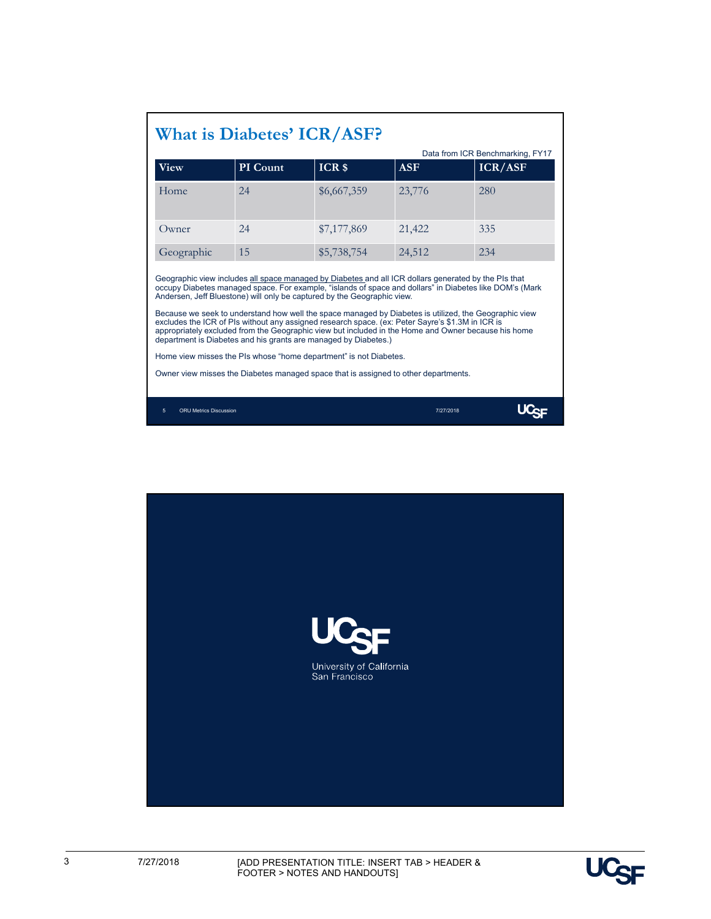# What is Diabetes' ICR/ASF?

Data from ICR Benchmarking, FY17

| View | PI Count | ICR $ | ASF | ICR/ASF |
|---|---|---|---|---|
| Home | 24 | $6,667,359 | 23,776 | 280 |
| Owner | 24 | $7,177,869 | 21,422 | 335 |
| Geographic | 15 | $5,738,754 | 24,512 | 234 |

Geographic view includes all space managed by Diabetes and all ICR dollars generated by the PIs that occupy Diabetes managed space. For example, "islands of space and dollars" in Diabetes like DOM's (Mark Andersen, Jeff Bluestone) will only be captured by the Geographic view.

Because we seek to understand how well the space managed by Diabetes is utilized, the Geographic view excludes the ICR of PIs without any assigned research space. (ex: Peter Sayre's $1.3M in ICR is appropriately excluded from the Geographic view but included in the Home and Owner because his home department is Diabetes and his grants are managed by Diabetes.)

Home view misses the PIs whose "home department" is not Diabetes.

Owner view misses the Diabetes managed space that is assigned to other departments.

University of California
San Francisco